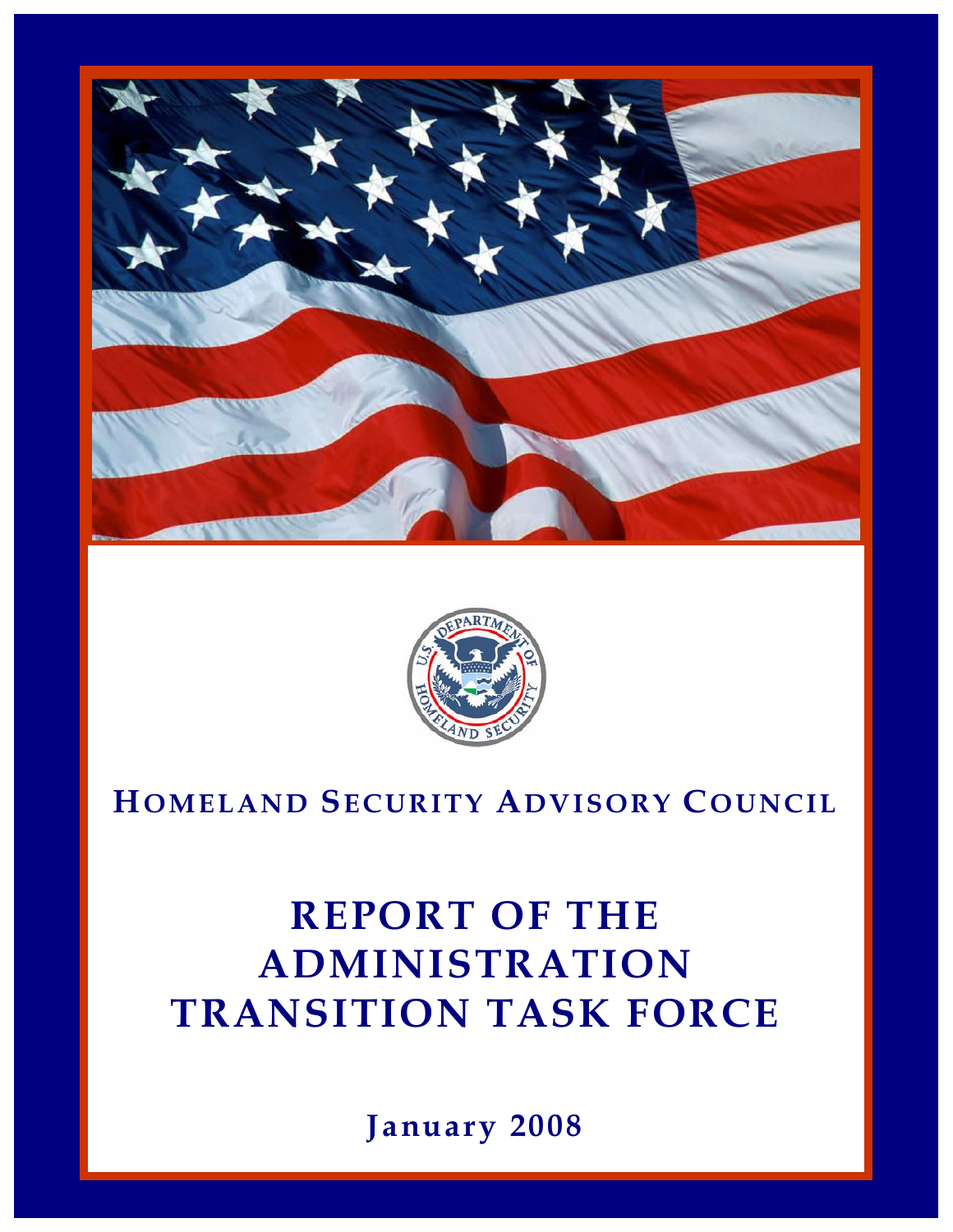HOMELAND SECURITY ADVISORY COUNCIL

# REPORT OF THE ADMINISTRATION TRANSITION TASK FORCE

**January 2008**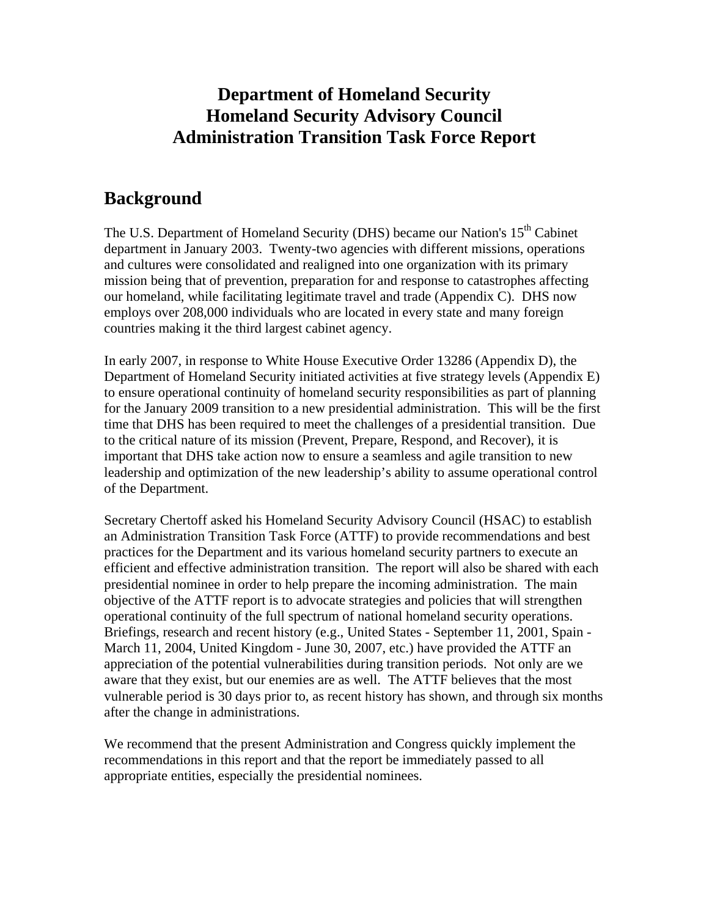# Department of Homeland Security
# Homeland Security Advisory Council
# Administration Transition Task Force Report

## Background

The U.S. Department of Homeland Security (DHS) became our Nation's 15th Cabinet department in January 2003. Twenty-two agencies with different missions, operations and cultures were consolidated and realigned into one organization with its primary mission being that of prevention, preparation for and response to catastrophes affecting our homeland, while facilitating legitimate travel and trade (Appendix C). DHS now employs over 208,000 individuals who are located in every state and many foreign countries making it the third largest cabinet agency.

In early 2007, in response to White House Executive Order 13286 (Appendix D), the Department of Homeland Security initiated activities at five strategy levels (Appendix E) to ensure operational continuity of homeland security responsibilities as part of planning for the January 2009 transition to a new presidential administration. This will be the first time that DHS has been required to meet the challenges of a presidential transition. Due to the critical nature of its mission (Prevent, Prepare, Respond, and Recover), it is important that DHS take action now to ensure a seamless and agile transition to new leadership and optimization of the new leadership's ability to assume operational control of the Department.

Secretary Chertoff asked his Homeland Security Advisory Council (HSAC) to establish an Administration Transition Task Force (ATTF) to provide recommendations and best practices for the Department and its various homeland security partners to execute an efficient and effective administration transition. The report will also be shared with each presidential nominee in order to help prepare the incoming administration. The main objective of the ATTF report is to advocate strategies and policies that will strengthen operational continuity of the full spectrum of national homeland security operations. Briefings, research and recent history (e.g., United States - September 11, 2001, Spain - March 11, 2004, United Kingdom - June 30, 2007, etc.) have provided the ATTF an appreciation of the potential vulnerabilities during transition periods. Not only are we aware that they exist, but our enemies are as well. The ATTF believes that the most vulnerable period is 30 days prior to, as recent history has shown, and through six months after the change in administrations.

We recommend that the present Administration and Congress quickly implement the recommendations in this report and that the report be immediately passed to all appropriate entities, especially the presidential nominees.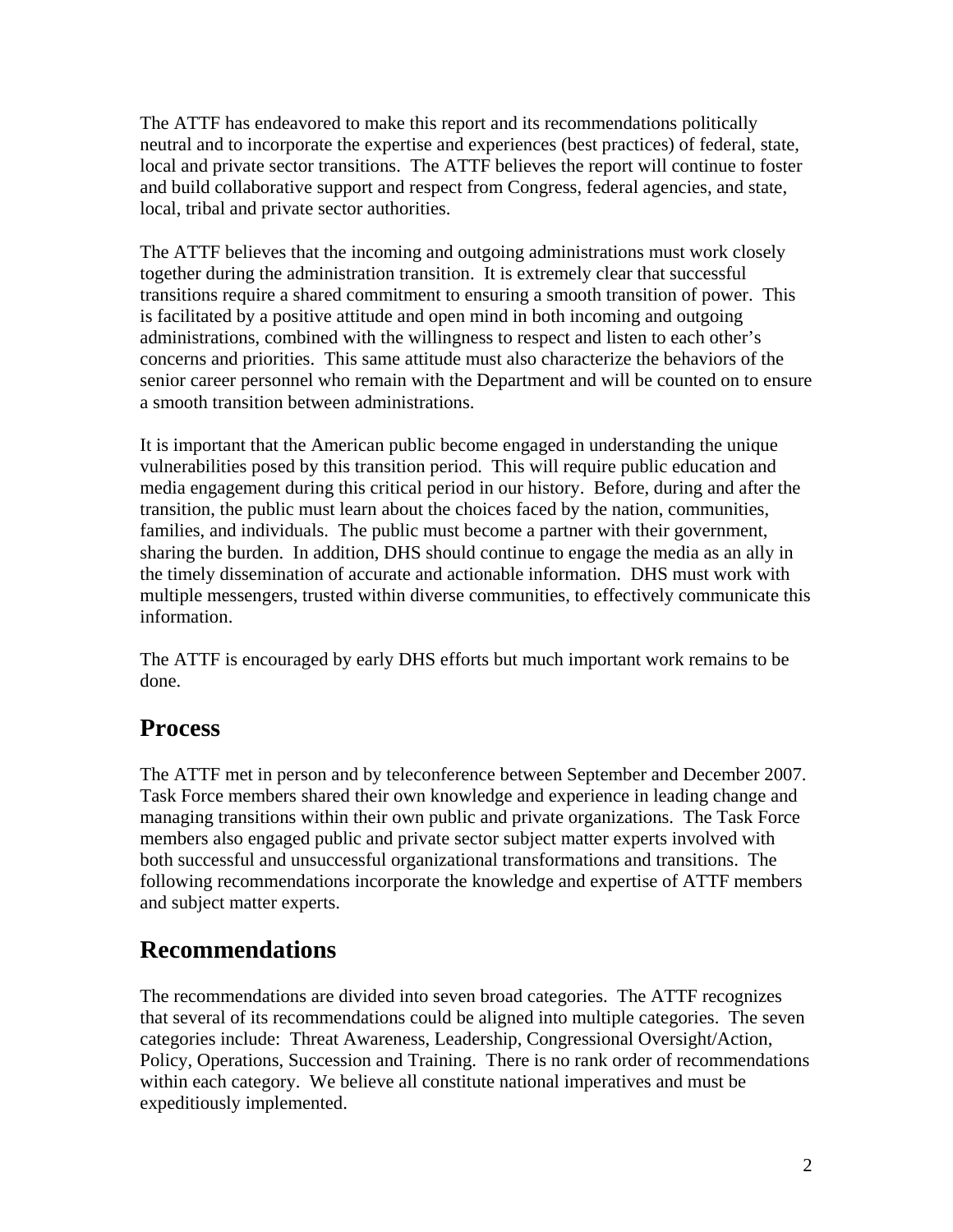The ATTF has endeavored to make this report and its recommendations politically neutral and to incorporate the expertise and experiences (best practices) of federal, state, local and private sector transitions. The ATTF believes the report will continue to foster and build collaborative support and respect from Congress, federal agencies, and state, local, tribal and private sector authorities.

The ATTF believes that the incoming and outgoing administrations must work closely together during the administration transition. It is extremely clear that successful transitions require a shared commitment to ensuring a smooth transition of power. This is facilitated by a positive attitude and open mind in both incoming and outgoing administrations, combined with the willingness to respect and listen to each other's concerns and priorities. This same attitude must also characterize the behaviors of the senior career personnel who remain with the Department and will be counted on to ensure a smooth transition between administrations.

It is important that the American public become engaged in understanding the unique vulnerabilities posed by this transition period. This will require public education and media engagement during this critical period in our history. Before, during and after the transition, the public must learn about the choices faced by the nation, communities, families, and individuals. The public must become a partner with their government, sharing the burden. In addition, DHS should continue to engage the media as an ally in the timely dissemination of accurate and actionable information. DHS must work with multiple messengers, trusted within diverse communities, to effectively communicate this information.

The ATTF is encouraged by early DHS efforts but much important work remains to be done.

## Process

The ATTF met in person and by teleconference between September and December 2007. Task Force members shared their own knowledge and experience in leading change and managing transitions within their own public and private organizations. The Task Force members also engaged public and private sector subject matter experts involved with both successful and unsuccessful organizational transformations and transitions. The following recommendations incorporate the knowledge and expertise of ATTF members and subject matter experts.

## Recommendations

The recommendations are divided into seven broad categories. The ATTF recognizes that several of its recommendations could be aligned into multiple categories. The seven categories include: Threat Awareness, Leadership, Congressional Oversight/Action, Policy, Operations, Succession and Training. There is no rank order of recommendations within each category. We believe all constitute national imperatives and must be expeditiously implemented.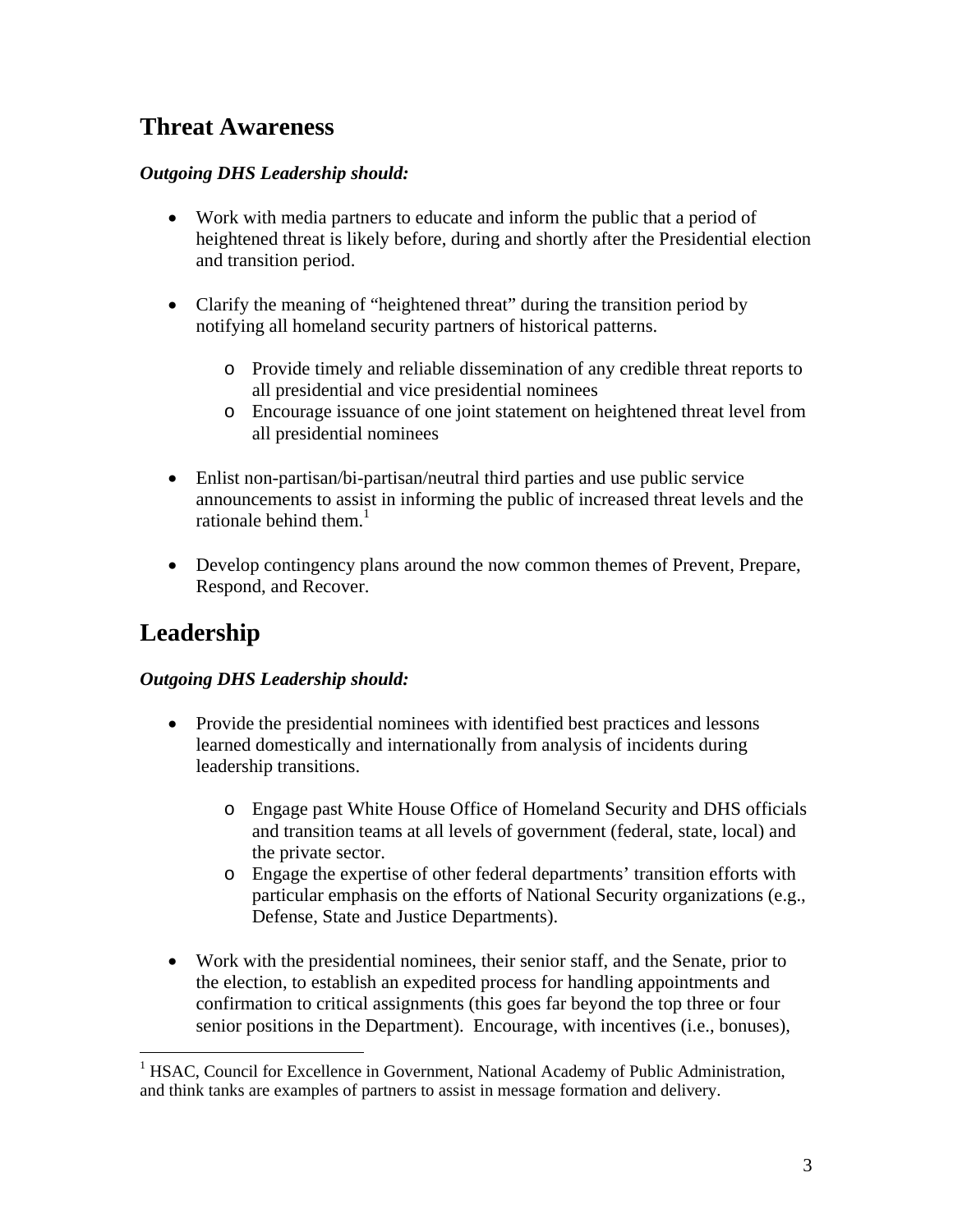## Threat Awareness

***Outgoing DHS Leadership should:***

- Work with media partners to educate and inform the public that a period of heightened threat is likely before, during and shortly after the Presidential election and transition period.

- Clarify the meaning of "heightened threat" during the transition period by notifying all homeland security partners of historical patterns.

    - Provide timely and reliable dissemination of any credible threat reports to all presidential and vice presidential nominees
    - Encourage issuance of one joint statement on heightened threat level from all presidential nominees

- Enlist non-partisan/bi-partisan/neutral third parties and use public service announcements to assist in informing the public of increased threat levels and the rationale behind them.[1]

- Develop contingency plans around the now common themes of Prevent, Prepare, Respond, and Recover.

## Leadership

***Outgoing DHS Leadership should:***

- Provide the presidential nominees with identified best practices and lessons learned domestically and internationally from analysis of incidents during leadership transitions.

    - Engage past White House Office of Homeland Security and DHS officials and transition teams at all levels of government (federal, state, local) and the private sector.
    - Engage the expertise of other federal departments' transition efforts with particular emphasis on the efforts of National Security organizations (e.g., Defense, State and Justice Departments).

- Work with the presidential nominees, their senior staff, and the Senate, prior to the election, to establish an expedited process for handling appointments and confirmation to critical assignments (this goes far beyond the top three or four senior positions in the Department). Encourage, with incentives (i.e., bonuses),

[1] HSAC, Council for Excellence in Government, National Academy of Public Administration, and think tanks are examples of partners to assist in message formation and delivery.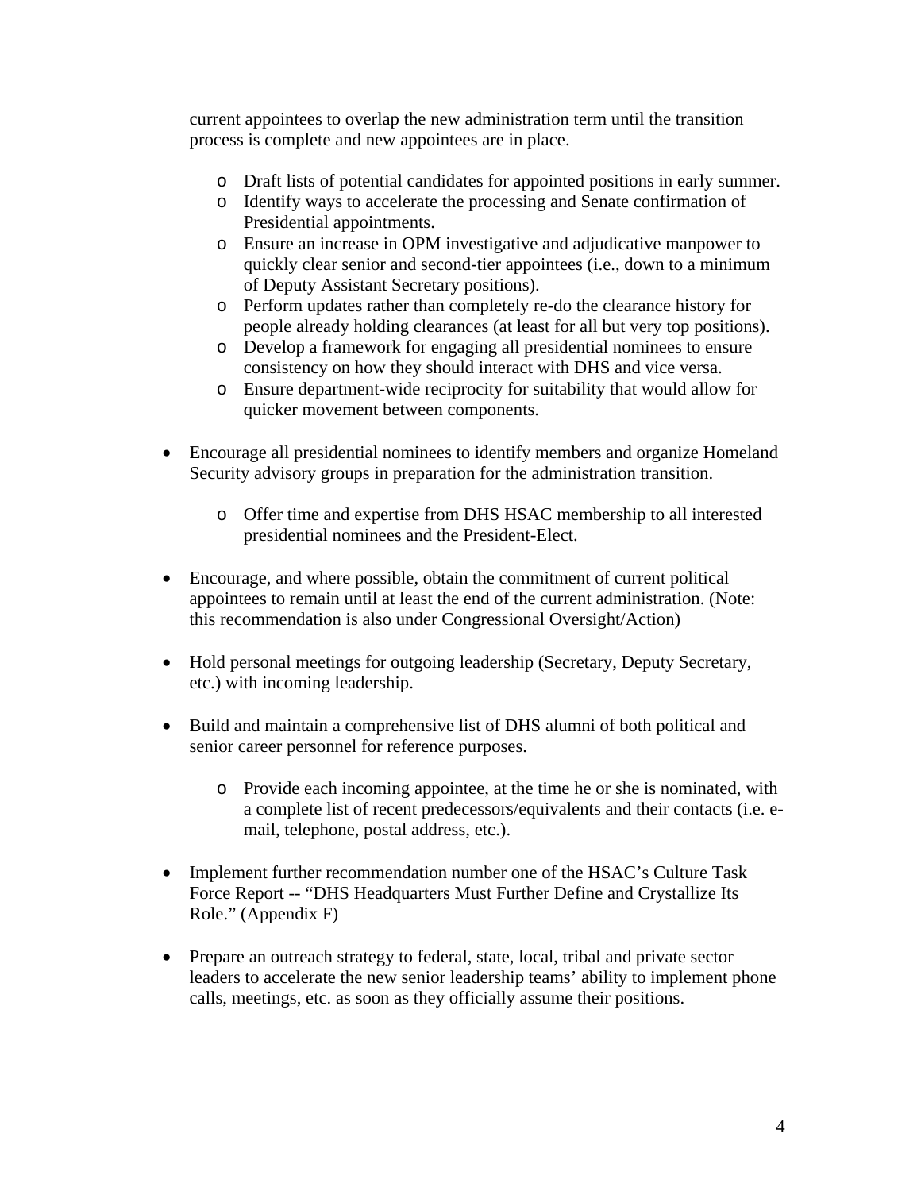current appointees to overlap the new administration term until the transition process is complete and new appointees are in place.

  - Draft lists of potential candidates for appointed positions in early summer.
  - Identify ways to accelerate the processing and Senate confirmation of Presidential appointments.
  - Ensure an increase in OPM investigative and adjudicative manpower to quickly clear senior and second-tier appointees (i.e., down to a minimum of Deputy Assistant Secretary positions).
  - Perform updates rather than completely re-do the clearance history for people already holding clearances (at least for all but very top positions).
  - Develop a framework for engaging all presidential nominees to ensure consistency on how they should interact with DHS and vice versa.
  - Ensure department-wide reciprocity for suitability that would allow for quicker movement between components.

- Encourage all presidential nominees to identify members and organize Homeland Security advisory groups in preparation for the administration transition.

  - Offer time and expertise from DHS HSAC membership to all interested presidential nominees and the President-Elect.

- Encourage, and where possible, obtain the commitment of current political appointees to remain until at least the end of the current administration. (Note: this recommendation is also under Congressional Oversight/Action)

- Hold personal meetings for outgoing leadership (Secretary, Deputy Secretary, etc.) with incoming leadership.

- Build and maintain a comprehensive list of DHS alumni of both political and senior career personnel for reference purposes.

  - Provide each incoming appointee, at the time he or she is nominated, with a complete list of recent predecessors/equivalents and their contacts (i.e. e-mail, telephone, postal address, etc.).

- Implement further recommendation number one of the HSAC's Culture Task Force Report -- "DHS Headquarters Must Further Define and Crystallize Its Role." (Appendix F)

- Prepare an outreach strategy to federal, state, local, tribal and private sector leaders to accelerate the new senior leadership teams' ability to implement phone calls, meetings, etc. as soon as they officially assume their positions.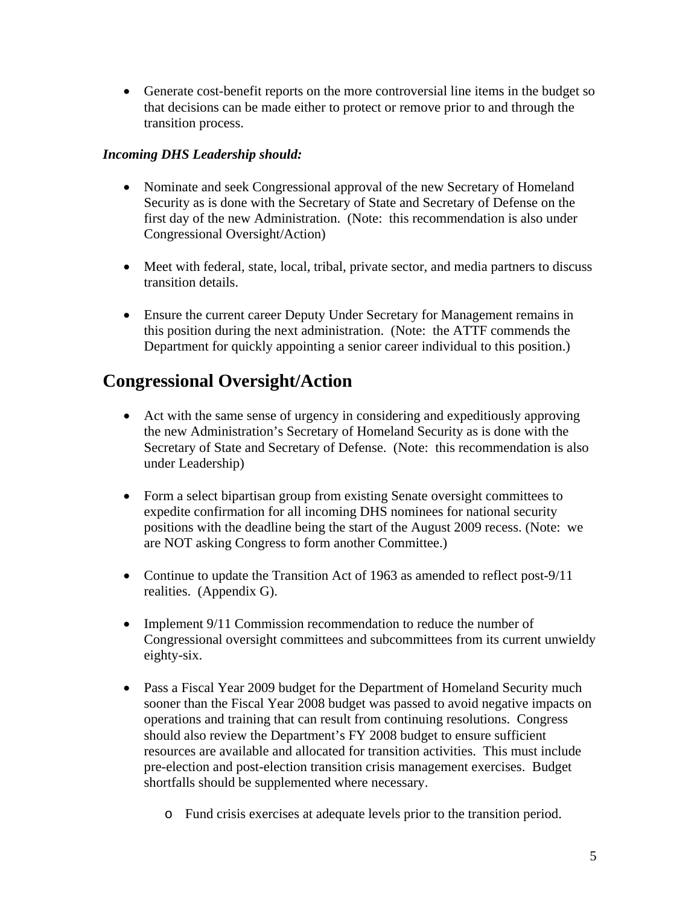- Generate cost-benefit reports on the more controversial line items in the budget so that decisions can be made either to protect or remove prior to and through the transition process.

***Incoming DHS Leadership should:***

- Nominate and seek Congressional approval of the new Secretary of Homeland Security as is done with the Secretary of State and Secretary of Defense on the first day of the new Administration. (Note: this recommendation is also under Congressional Oversight/Action)

- Meet with federal, state, local, tribal, private sector, and media partners to discuss transition details.

- Ensure the current career Deputy Under Secretary for Management remains in this position during the next administration. (Note: the ATTF commends the Department for quickly appointing a senior career individual to this position.)

## Congressional Oversight/Action

- Act with the same sense of urgency in considering and expeditiously approving the new Administration's Secretary of Homeland Security as is done with the Secretary of State and Secretary of Defense. (Note: this recommendation is also under Leadership)

- Form a select bipartisan group from existing Senate oversight committees to expedite confirmation for all incoming DHS nominees for national security positions with the deadline being the start of the August 2009 recess. (Note: we are NOT asking Congress to form another Committee.)

- Continue to update the Transition Act of 1963 as amended to reflect post-9/11 realities. (Appendix G).

- Implement 9/11 Commission recommendation to reduce the number of Congressional oversight committees and subcommittees from its current unwieldy eighty-six.

- Pass a Fiscal Year 2009 budget for the Department of Homeland Security much sooner than the Fiscal Year 2008 budget was passed to avoid negative impacts on operations and training that can result from continuing resolutions. Congress should also review the Department's FY 2008 budget to ensure sufficient resources are available and allocated for transition activities. This must include pre-election and post-election transition crisis management exercises. Budget shortfalls should be supplemented where necessary.
  - Fund crisis exercises at adequate levels prior to the transition period.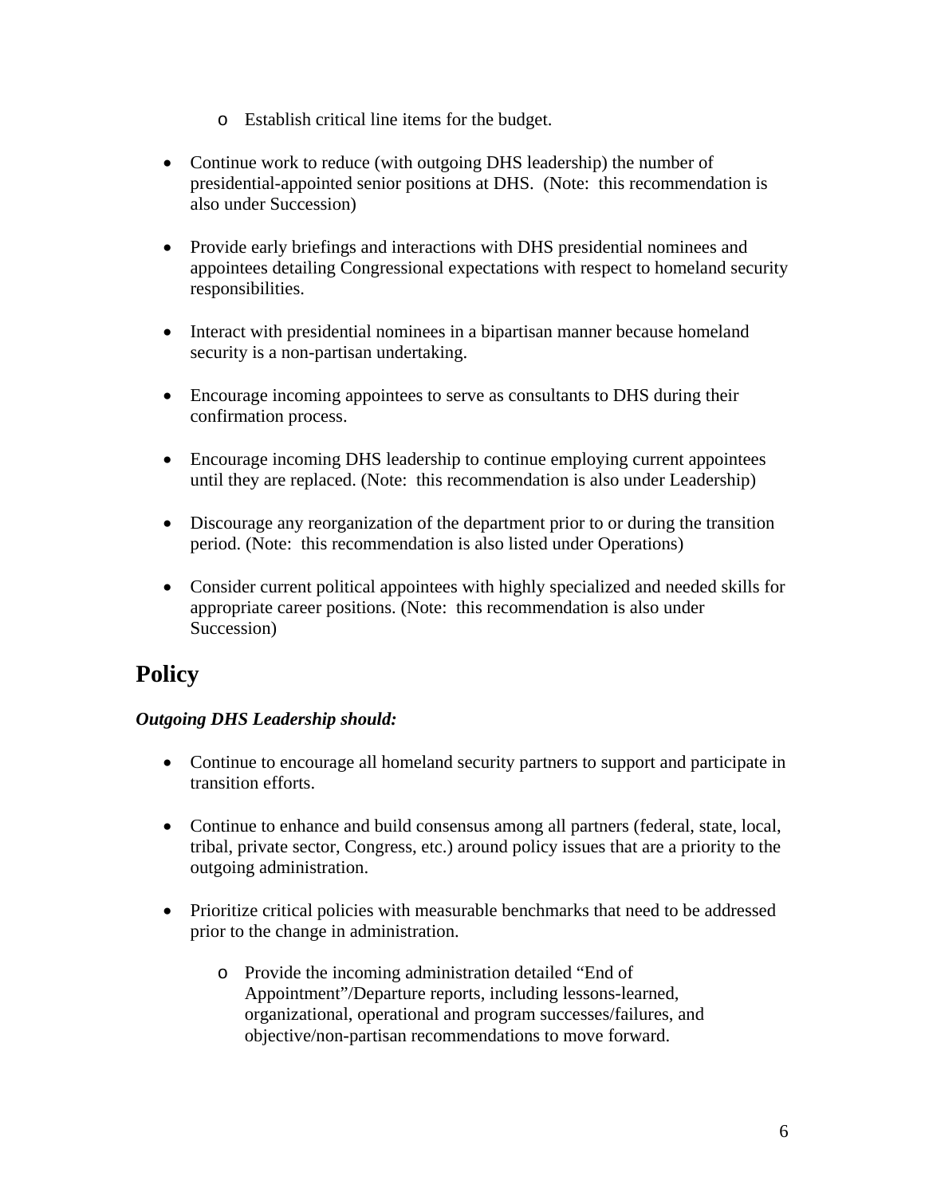- Establish critical line items for the budget.

- Continue work to reduce (with outgoing DHS leadership) the number of presidential-appointed senior positions at DHS. (Note: this recommendation is also under Succession)

- Provide early briefings and interactions with DHS presidential nominees and appointees detailing Congressional expectations with respect to homeland security responsibilities.

- Interact with presidential nominees in a bipartisan manner because homeland security is a non-partisan undertaking.

- Encourage incoming appointees to serve as consultants to DHS during their confirmation process.

- Encourage incoming DHS leadership to continue employing current appointees until they are replaced. (Note: this recommendation is also under Leadership)

- Discourage any reorganization of the department prior to or during the transition period. (Note: this recommendation is also listed under Operations)

- Consider current political appointees with highly specialized and needed skills for appropriate career positions. (Note: this recommendation is also under Succession)

## Policy

***Outgoing DHS Leadership should:***

- Continue to encourage all homeland security partners to support and participate in transition efforts.

- Continue to enhance and build consensus among all partners (federal, state, local, tribal, private sector, Congress, etc.) around policy issues that are a priority to the outgoing administration.

- Prioritize critical policies with measurable benchmarks that need to be addressed prior to the change in administration.
    - Provide the incoming administration detailed "End of Appointment"/Departure reports, including lessons-learned, organizational, operational and program successes/failures, and objective/non-partisan recommendations to move forward.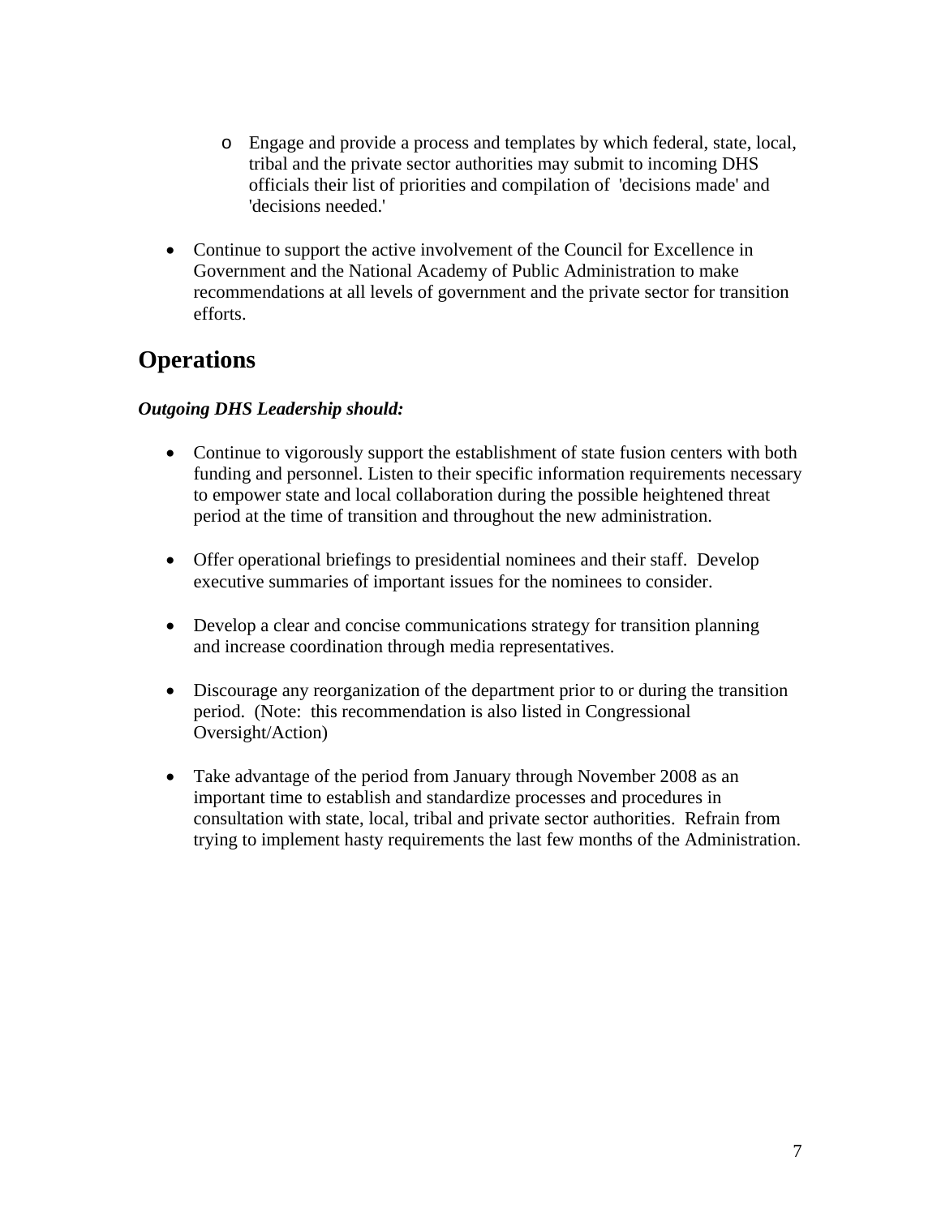- Engage and provide a process and templates by which federal, state, local, tribal and the private sector authorities may submit to incoming DHS officials their list of priorities and compilation of 'decisions made' and 'decisions needed.'

- Continue to support the active involvement of the Council for Excellence in Government and the National Academy of Public Administration to make recommendations at all levels of government and the private sector for transition efforts.

## Operations

***Outgoing DHS Leadership should:***

- Continue to vigorously support the establishment of state fusion centers with both funding and personnel. Listen to their specific information requirements necessary to empower state and local collaboration during the possible heightened threat period at the time of transition and throughout the new administration.

- Offer operational briefings to presidential nominees and their staff. Develop executive summaries of important issues for the nominees to consider.

- Develop a clear and concise communications strategy for transition planning and increase coordination through media representatives.

- Discourage any reorganization of the department prior to or during the transition period. (Note: this recommendation is also listed in Congressional Oversight/Action)

- Take advantage of the period from January through November 2008 as an important time to establish and standardize processes and procedures in consultation with state, local, tribal and private sector authorities. Refrain from trying to implement hasty requirements the last few months of the Administration.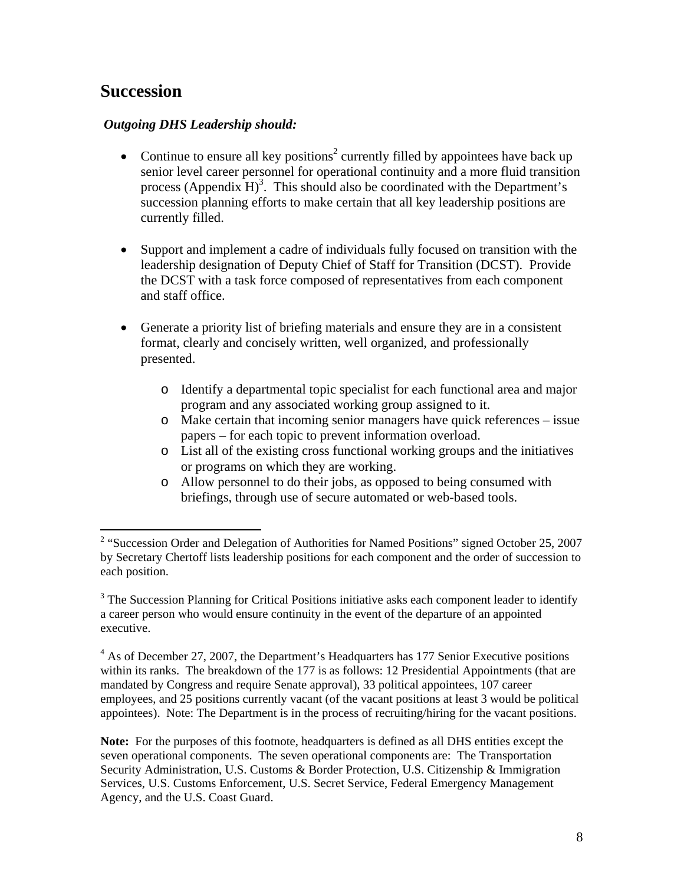## Succession

*Outgoing DHS Leadership should:*

- Continue to ensure all key positions[2] currently filled by appointees have back up senior level career personnel for operational continuity and a more fluid transition process (Appendix H)[3]. This should also be coordinated with the Department's succession planning efforts to make certain that all key leadership positions are currently filled.

- Support and implement a cadre of individuals fully focused on transition with the leadership designation of Deputy Chief of Staff for Transition (DCST). Provide the DCST with a task force composed of representatives from each component and staff office.

- Generate a priority list of briefing materials and ensure they are in a consistent format, clearly and concisely written, well organized, and professionally presented.
  - Identify a departmental topic specialist for each functional area and major program and any associated working group assigned to it.
  - Make certain that incoming senior managers have quick references – issue papers – for each topic to prevent information overload.
  - List all of the existing cross functional working groups and the initiatives or programs on which they are working.
  - Allow personnel to do their jobs, as opposed to being consumed with briefings, through use of secure automated or web-based tools.

---

[2] "Succession Order and Delegation of Authorities for Named Positions" signed October 25, 2007 by Secretary Chertoff lists leadership positions for each component and the order of succession to each position.

[3] The Succession Planning for Critical Positions initiative asks each component leader to identify a career person who would ensure continuity in the event of the departure of an appointed executive.

[4] As of December 27, 2007, the Department's Headquarters has 177 Senior Executive positions within its ranks. The breakdown of the 177 is as follows: 12 Presidential Appointments (that are mandated by Congress and require Senate approval), 33 political appointees, 107 career employees, and 25 positions currently vacant (of the vacant positions at least 3 would be political appointees). Note: The Department is in the process of recruiting/hiring for the vacant positions.

**Note:** For the purposes of this footnote, headquarters is defined as all DHS entities except the seven operational components. The seven operational components are: The Transportation Security Administration, U.S. Customs & Border Protection, U.S. Citizenship & Immigration Services, U.S. Customs Enforcement, U.S. Secret Service, Federal Emergency Management Agency, and the U.S. Coast Guard.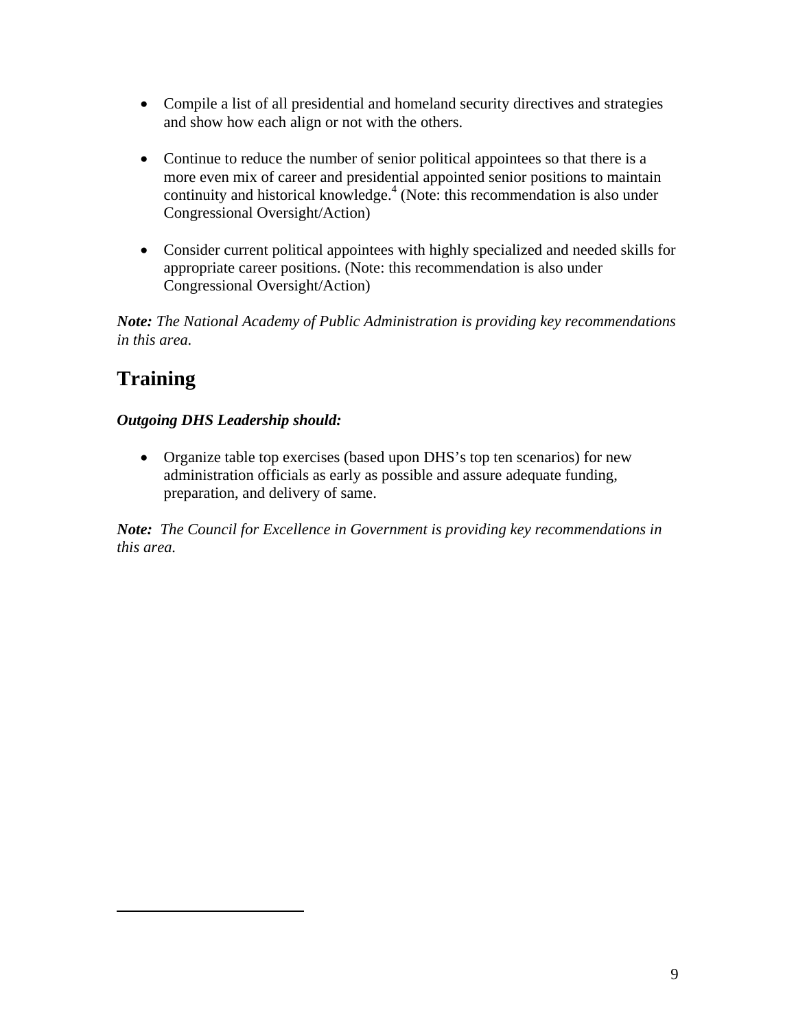- Compile a list of all presidential and homeland security directives and strategies and show how each align or not with the others.

- Continue to reduce the number of senior political appointees so that there is a more even mix of career and presidential appointed senior positions to maintain continuity and historical knowledge.[4] (Note: this recommendation is also under Congressional Oversight/Action)

- Consider current political appointees with highly specialized and needed skills for appropriate career positions. (Note: this recommendation is also under Congressional Oversight/Action)

***Note:*** *The National Academy of Public Administration is providing key recommendations in this area.*

## Training

***Outgoing DHS Leadership should:***

- Organize table top exercises (based upon DHS's top ten scenarios) for new administration officials as early as possible and assure adequate funding, preparation, and delivery of same.

***Note:*** *The Council for Excellence in Government is providing key recommendations in this area.*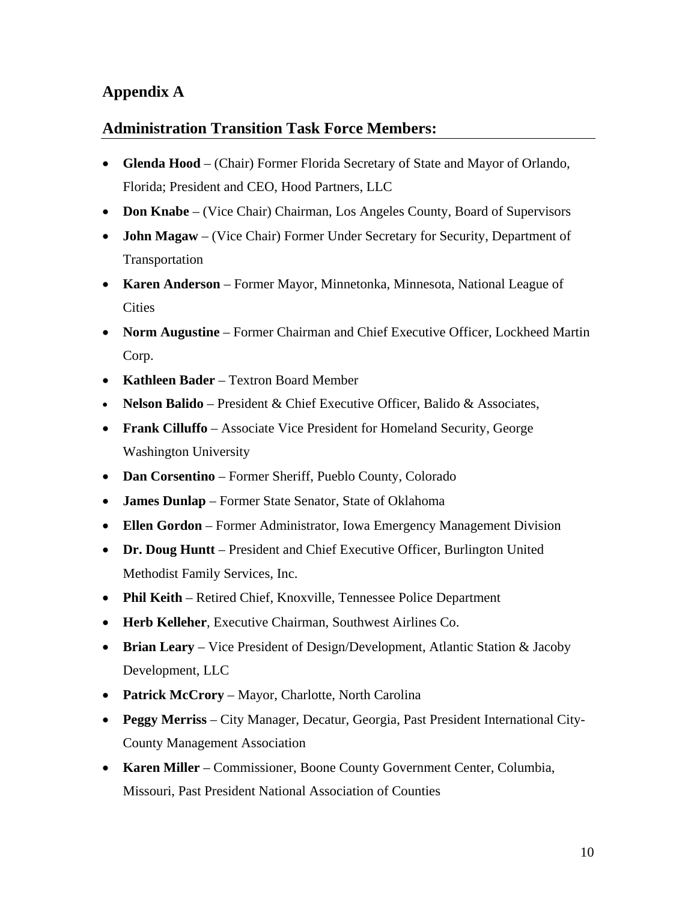## Appendix A

## Administration Transition Task Force Members:

- **Glenda Hood** – (Chair) Former Florida Secretary of State and Mayor of Orlando, Florida; President and CEO, Hood Partners, LLC
- **Don Knabe** – (Vice Chair) Chairman, Los Angeles County, Board of Supervisors
- **John Magaw** – (Vice Chair) Former Under Secretary for Security, Department of Transportation
- **Karen Anderson** – Former Mayor, Minnetonka, Minnesota, National League of Cities
- **Norm Augustine** – Former Chairman and Chief Executive Officer, Lockheed Martin Corp.
- **Kathleen Bader** – Textron Board Member
- **Nelson Balido** – President & Chief Executive Officer, Balido & Associates,
- **Frank Cilluffo** – Associate Vice President for Homeland Security, George Washington University
- **Dan Corsentino** – Former Sheriff, Pueblo County, Colorado
- **James Dunlap** – Former State Senator, State of Oklahoma
- **Ellen Gordon** – Former Administrator, Iowa Emergency Management Division
- **Dr. Doug Huntt** – President and Chief Executive Officer, Burlington United Methodist Family Services, Inc.
- **Phil Keith** – Retired Chief, Knoxville, Tennessee Police Department
- **Herb Kelleher**, Executive Chairman, Southwest Airlines Co.
- **Brian Leary** – Vice President of Design/Development, Atlantic Station & Jacoby Development, LLC
- **Patrick McCrory** – Mayor, Charlotte, North Carolina
- **Peggy Merriss** – City Manager, Decatur, Georgia, Past President International City-County Management Association
- **Karen Miller** – Commissioner, Boone County Government Center, Columbia, Missouri, Past President National Association of Counties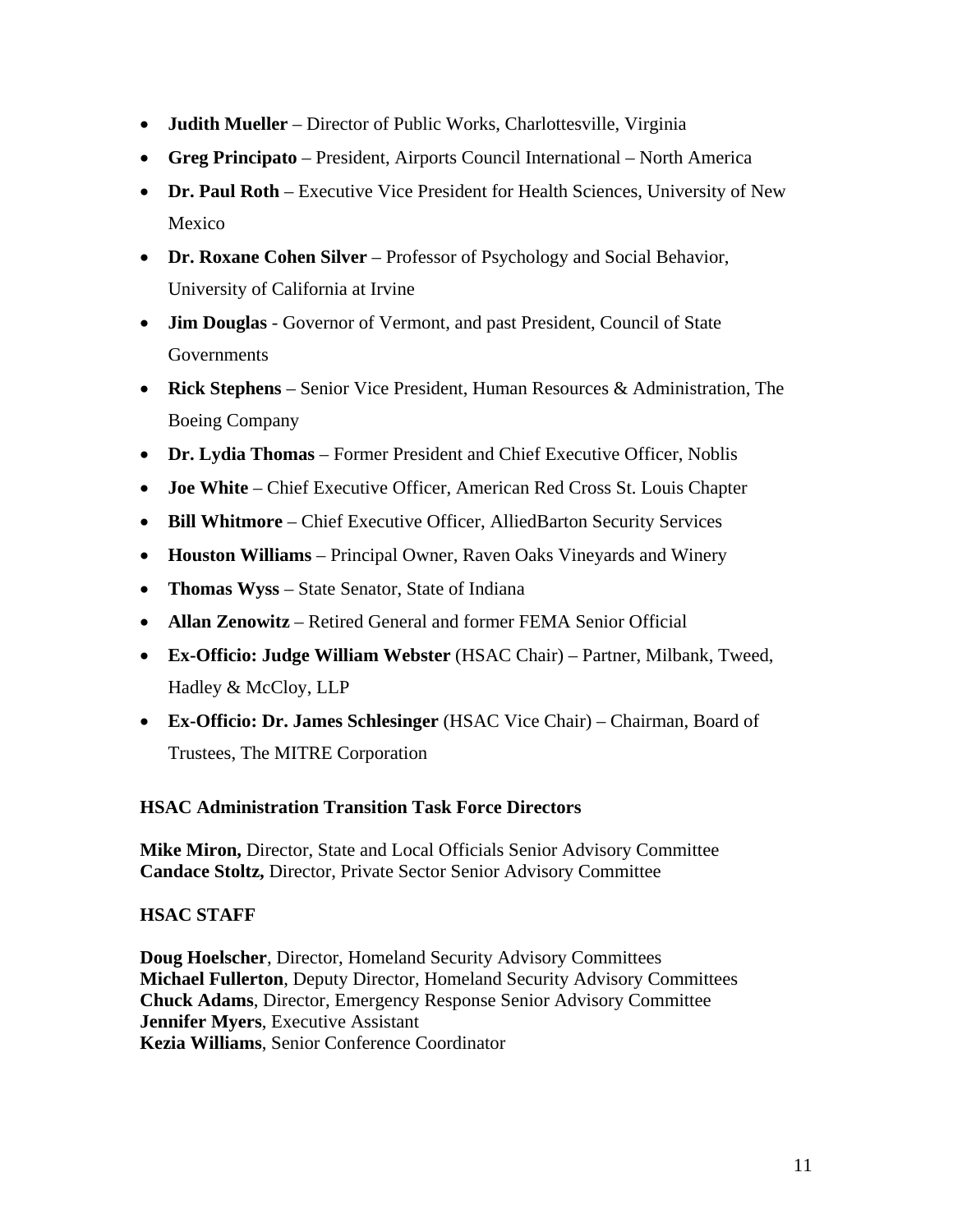- **Judith Mueller** – Director of Public Works, Charlottesville, Virginia
- **Greg Principato** – President, Airports Council International – North America
- **Dr. Paul Roth** – Executive Vice President for Health Sciences, University of New Mexico
- **Dr. Roxane Cohen Silver** – Professor of Psychology and Social Behavior, University of California at Irvine
- **Jim Douglas** - Governor of Vermont, and past President, Council of State Governments
- **Rick Stephens** – Senior Vice President, Human Resources & Administration, The Boeing Company
- **Dr. Lydia Thomas** – Former President and Chief Executive Officer, Noblis
- **Joe White** – Chief Executive Officer, American Red Cross St. Louis Chapter
- **Bill Whitmore** – Chief Executive Officer, AlliedBarton Security Services
- **Houston Williams** – Principal Owner, Raven Oaks Vineyards and Winery
- **Thomas Wyss** – State Senator, State of Indiana
- **Allan Zenowitz** – Retired General and former FEMA Senior Official
- **Ex-Officio: Judge William Webster** (HSAC Chair) – Partner, Milbank, Tweed, Hadley & McCloy, LLP
- **Ex-Officio: Dr. James Schlesinger** (HSAC Vice Chair) – Chairman, Board of Trustees, The MITRE Corporation

**HSAC Administration Transition Task Force Directors**

**Mike Miron,** Director, State and Local Officials Senior Advisory Committee
**Candace Stoltz,** Director, Private Sector Senior Advisory Committee

**HSAC STAFF**

**Doug Hoelscher**, Director, Homeland Security Advisory Committees
**Michael Fullerton**, Deputy Director, Homeland Security Advisory Committees
**Chuck Adams**, Director, Emergency Response Senior Advisory Committee
**Jennifer Myers**, Executive Assistant
**Kezia Williams**, Senior Conference Coordinator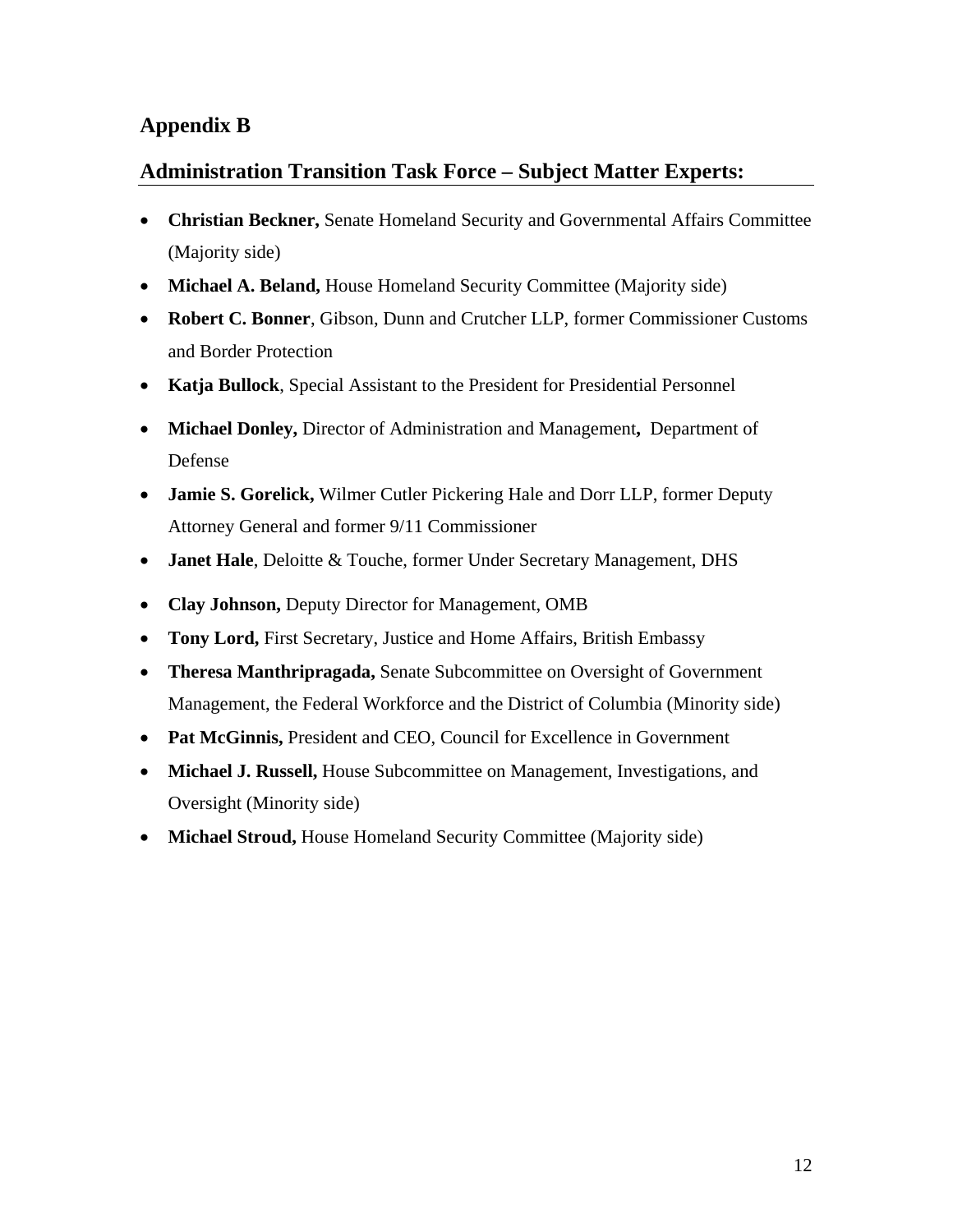## Appendix B

## Administration Transition Task Force – Subject Matter Experts:

- **Christian Beckner,** Senate Homeland Security and Governmental Affairs Committee (Majority side)
- **Michael A. Beland,** House Homeland Security Committee (Majority side)
- **Robert C. Bonner**, Gibson, Dunn and Crutcher LLP, former Commissioner Customs and Border Protection
- **Katja Bullock**, Special Assistant to the President for Presidential Personnel
- **Michael Donley,** Director of Administration and Management**,** Department of Defense
- **Jamie S. Gorelick,** Wilmer Cutler Pickering Hale and Dorr LLP, former Deputy Attorney General and former 9/11 Commissioner
- **Janet Hale**, Deloitte & Touche, former Under Secretary Management, DHS
- **Clay Johnson,** Deputy Director for Management, OMB
- **Tony Lord,** First Secretary, Justice and Home Affairs, British Embassy
- **Theresa Manthripragada,** Senate Subcommittee on Oversight of Government Management, the Federal Workforce and the District of Columbia (Minority side)
- **Pat McGinnis,** President and CEO, Council for Excellence in Government
- **Michael J. Russell,** House Subcommittee on Management, Investigations, and Oversight (Minority side)
- **Michael Stroud,** House Homeland Security Committee (Majority side)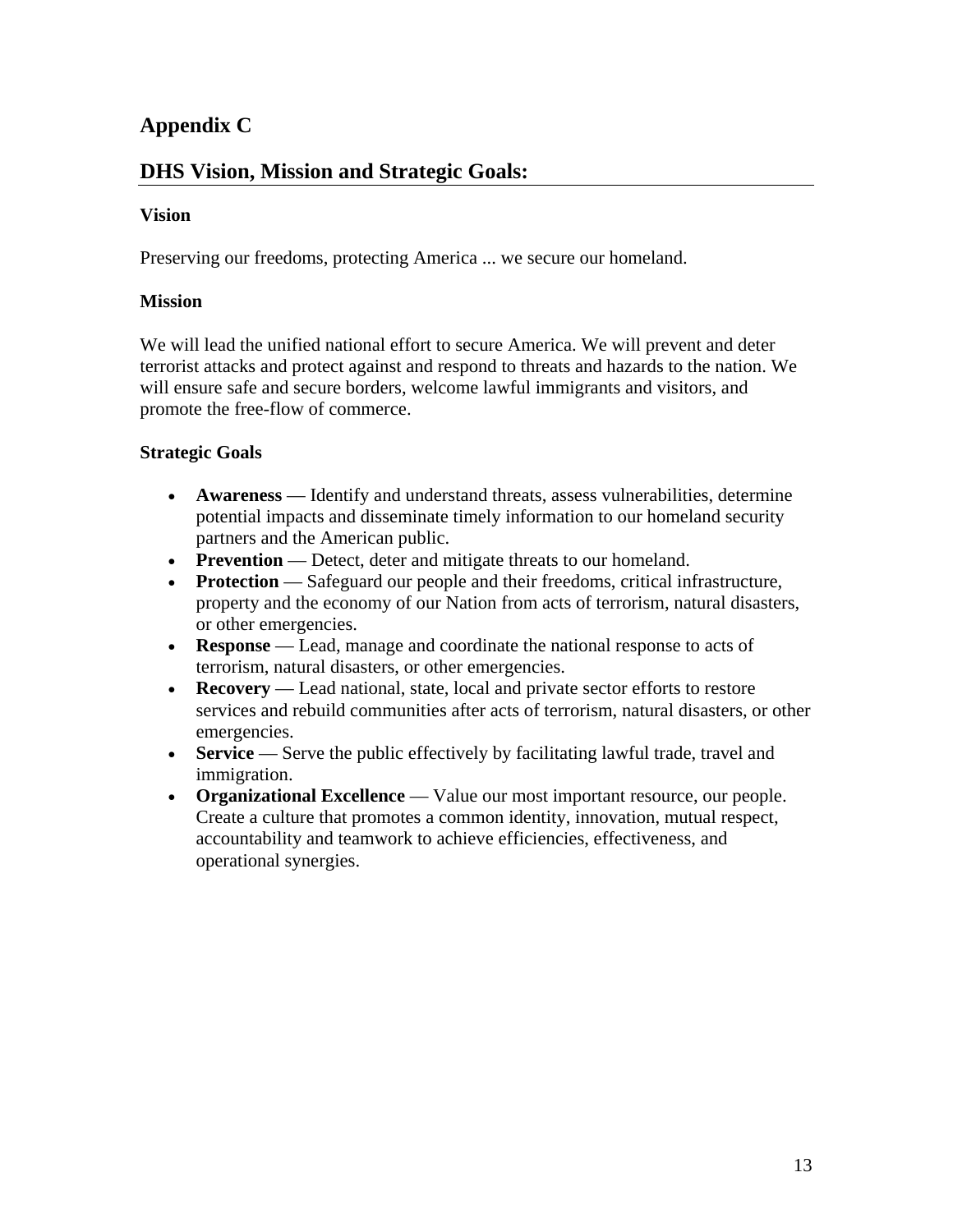# Appendix C

## DHS Vision, Mission and Strategic Goals:

### Vision

Preserving our freedoms, protecting America ... we secure our homeland.

### Mission

We will lead the unified national effort to secure America. We will prevent and deter terrorist attacks and protect against and respond to threats and hazards to the nation. We will ensure safe and secure borders, welcome lawful immigrants and visitors, and promote the free-flow of commerce.

### Strategic Goals

- **Awareness** — Identify and understand threats, assess vulnerabilities, determine potential impacts and disseminate timely information to our homeland security partners and the American public.
- **Prevention** — Detect, deter and mitigate threats to our homeland.
- **Protection** — Safeguard our people and their freedoms, critical infrastructure, property and the economy of our Nation from acts of terrorism, natural disasters, or other emergencies.
- **Response** — Lead, manage and coordinate the national response to acts of terrorism, natural disasters, or other emergencies.
- **Recovery** — Lead national, state, local and private sector efforts to restore services and rebuild communities after acts of terrorism, natural disasters, or other emergencies.
- **Service** — Serve the public effectively by facilitating lawful trade, travel and immigration.
- **Organizational Excellence** — Value our most important resource, our people. Create a culture that promotes a common identity, innovation, mutual respect, accountability and teamwork to achieve efficiencies, effectiveness, and operational synergies.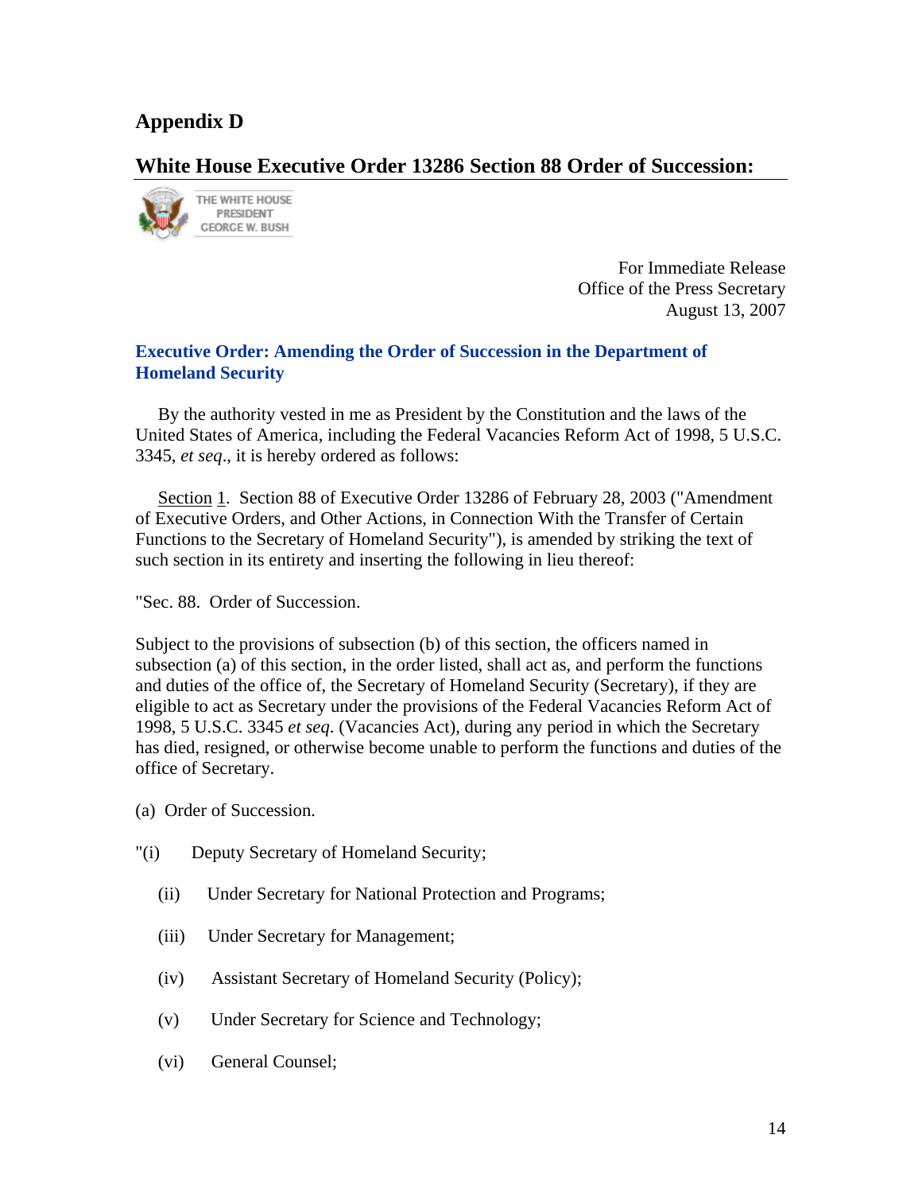## Appendix D

## White House Executive Order 13286 Section 88 Order of Succession:

THE WHITE HOUSE
PRESIDENT
GEORGE W. BUSH

For Immediate Release
Office of the Press Secretary
August 13, 2007

### Executive Order: Amending the Order of Succession in the Department of Homeland Security

By the authority vested in me as President by the Constitution and the laws of the United States of America, including the Federal Vacancies Reform Act of 1998, 5 U.S.C. 3345, *et seq*., it is hereby ordered as follows:

Section 1. Section 88 of Executive Order 13286 of February 28, 2003 ("Amendment of Executive Orders, and Other Actions, in Connection With the Transfer of Certain Functions to the Secretary of Homeland Security"), is amended by striking the text of such section in its entirety and inserting the following in lieu thereof:

"Sec. 88. Order of Succession.

Subject to the provisions of subsection (b) of this section, the officers named in subsection (a) of this section, in the order listed, shall act as, and perform the functions and duties of the office of, the Secretary of Homeland Security (Secretary), if they are eligible to act as Secretary under the provisions of the Federal Vacancies Reform Act of 1998, 5 U.S.C. 3345 *et seq*. (Vacancies Act), during any period in which the Secretary has died, resigned, or otherwise become unable to perform the functions and duties of the office of Secretary.

(a) Order of Succession.

"(i) Deputy Secretary of Homeland Security;

(ii) Under Secretary for National Protection and Programs;

(iii) Under Secretary for Management;

(iv) Assistant Secretary of Homeland Security (Policy);

(v) Under Secretary for Science and Technology;

(vi) General Counsel;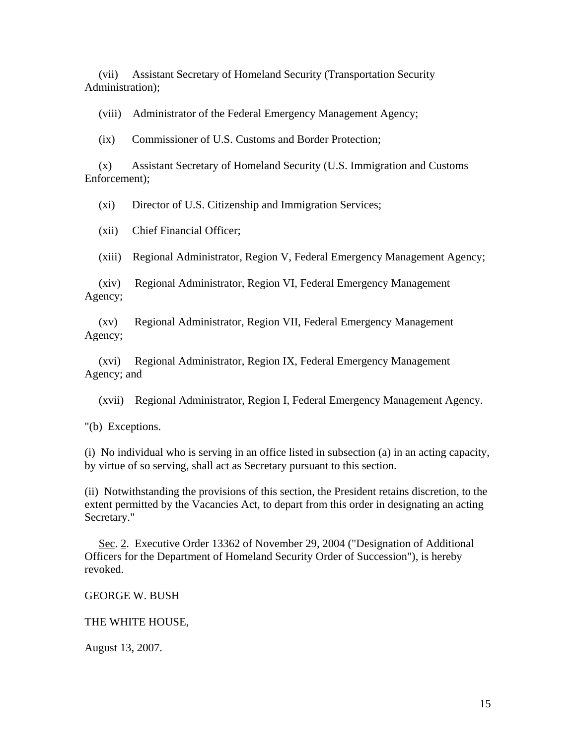(vii) Assistant Secretary of Homeland Security (Transportation Security Administration);

(viii) Administrator of the Federal Emergency Management Agency;

(ix) Commissioner of U.S. Customs and Border Protection;

(x) Assistant Secretary of Homeland Security (U.S. Immigration and Customs Enforcement);

(xi) Director of U.S. Citizenship and Immigration Services;

(xii) Chief Financial Officer;

(xiii) Regional Administrator, Region V, Federal Emergency Management Agency;

(xiv) Regional Administrator, Region VI, Federal Emergency Management Agency;

(xv) Regional Administrator, Region VII, Federal Emergency Management Agency;

(xvi) Regional Administrator, Region IX, Federal Emergency Management Agency; and

(xvii) Regional Administrator, Region I, Federal Emergency Management Agency.

"(b) Exceptions.

(i) No individual who is serving in an office listed in subsection (a) in an acting capacity, by virtue of so serving, shall act as Secretary pursuant to this section.

(ii) Notwithstanding the provisions of this section, the President retains discretion, to the extent permitted by the Vacancies Act, to depart from this order in designating an acting Secretary."

Sec. 2. Executive Order 13362 of November 29, 2004 ("Designation of Additional Officers for the Department of Homeland Security Order of Succession"), is hereby revoked.

GEORGE W. BUSH

THE WHITE HOUSE,

August 13, 2007.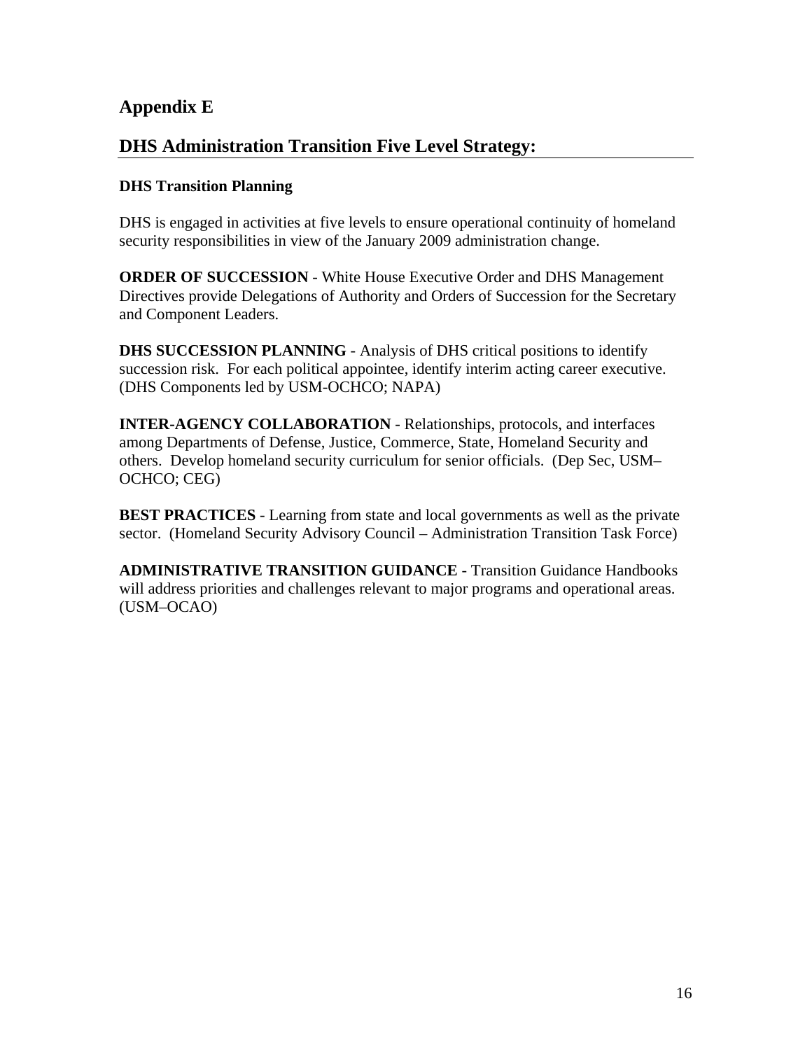# Appendix E

## DHS Administration Transition Five Level Strategy:

### DHS Transition Planning

DHS is engaged in activities at five levels to ensure operational continuity of homeland security responsibilities in view of the January 2009 administration change.

**ORDER OF SUCCESSION** - White House Executive Order and DHS Management Directives provide Delegations of Authority and Orders of Succession for the Secretary and Component Leaders.

**DHS SUCCESSION PLANNING** - Analysis of DHS critical positions to identify succession risk. For each political appointee, identify interim acting career executive. (DHS Components led by USM-OCHCO; NAPA)

**INTER-AGENCY COLLABORATION** - Relationships, protocols, and interfaces among Departments of Defense, Justice, Commerce, State, Homeland Security and others. Develop homeland security curriculum for senior officials. (Dep Sec, USM–OCHCO; CEG)

**BEST PRACTICES** - Learning from state and local governments as well as the private sector. (Homeland Security Advisory Council – Administration Transition Task Force)

**ADMINISTRATIVE TRANSITION GUIDANCE** - Transition Guidance Handbooks will address priorities and challenges relevant to major programs and operational areas. (USM–OCAO)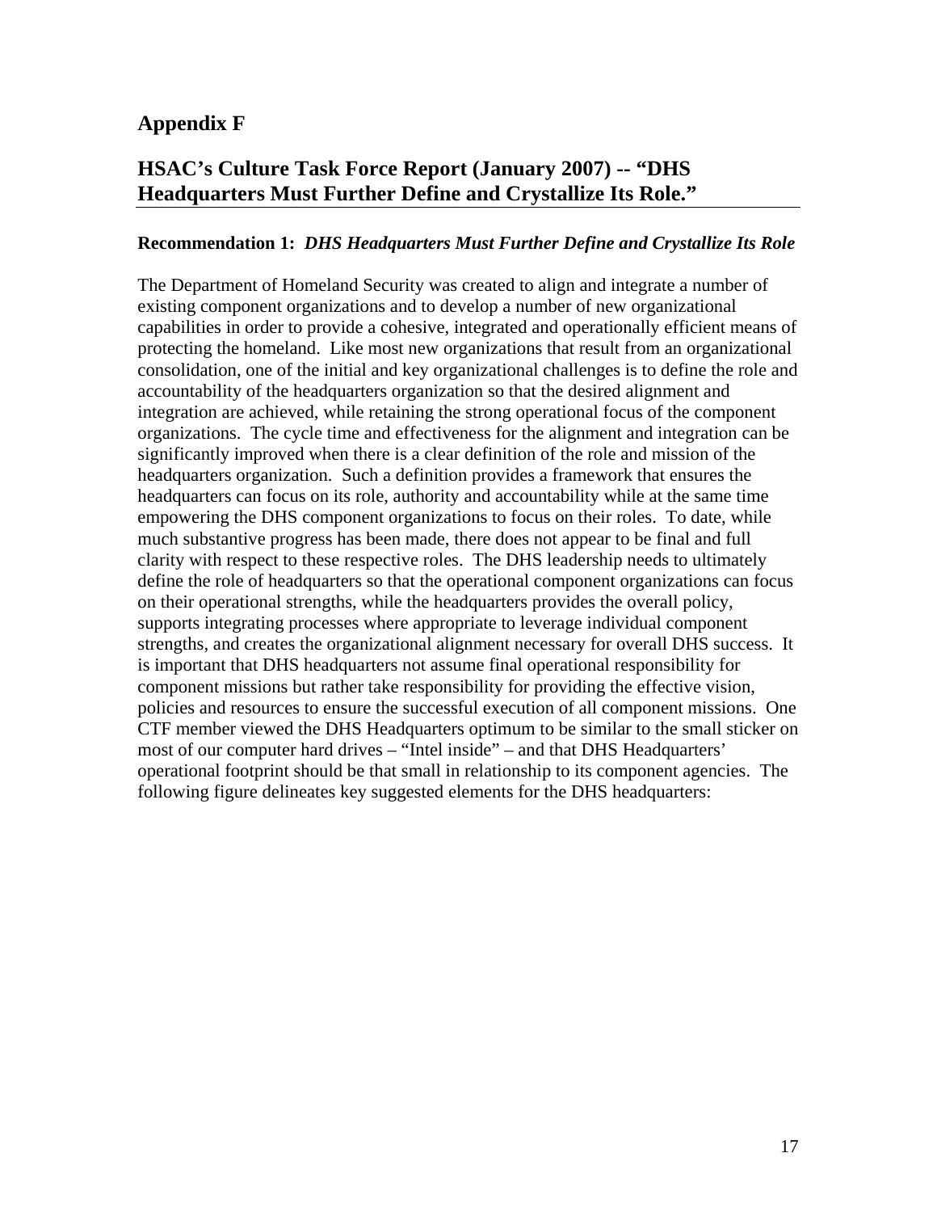## Appendix F

## HSAC's Culture Task Force Report (January 2007) -- "DHS Headquarters Must Further Define and Crystallize Its Role."

**Recommendation 1:** ***DHS Headquarters Must Further Define and Crystallize Its Role***

The Department of Homeland Security was created to align and integrate a number of existing component organizations and to develop a number of new organizational capabilities in order to provide a cohesive, integrated and operationally efficient means of protecting the homeland. Like most new organizations that result from an organizational consolidation, one of the initial and key organizational challenges is to define the role and accountability of the headquarters organization so that the desired alignment and integration are achieved, while retaining the strong operational focus of the component organizations. The cycle time and effectiveness for the alignment and integration can be significantly improved when there is a clear definition of the role and mission of the headquarters organization. Such a definition provides a framework that ensures the headquarters can focus on its role, authority and accountability while at the same time empowering the DHS component organizations to focus on their roles. To date, while much substantive progress has been made, there does not appear to be final and full clarity with respect to these respective roles. The DHS leadership needs to ultimately define the role of headquarters so that the operational component organizations can focus on their operational strengths, while the headquarters provides the overall policy, supports integrating processes where appropriate to leverage individual component strengths, and creates the organizational alignment necessary for overall DHS success. It is important that DHS headquarters not assume final operational responsibility for component missions but rather take responsibility for providing the effective vision, policies and resources to ensure the successful execution of all component missions. One CTF member viewed the DHS Headquarters optimum to be similar to the small sticker on most of our computer hard drives – "Intel inside" – and that DHS Headquarters' operational footprint should be that small in relationship to its component agencies. The following figure delineates key suggested elements for the DHS headquarters: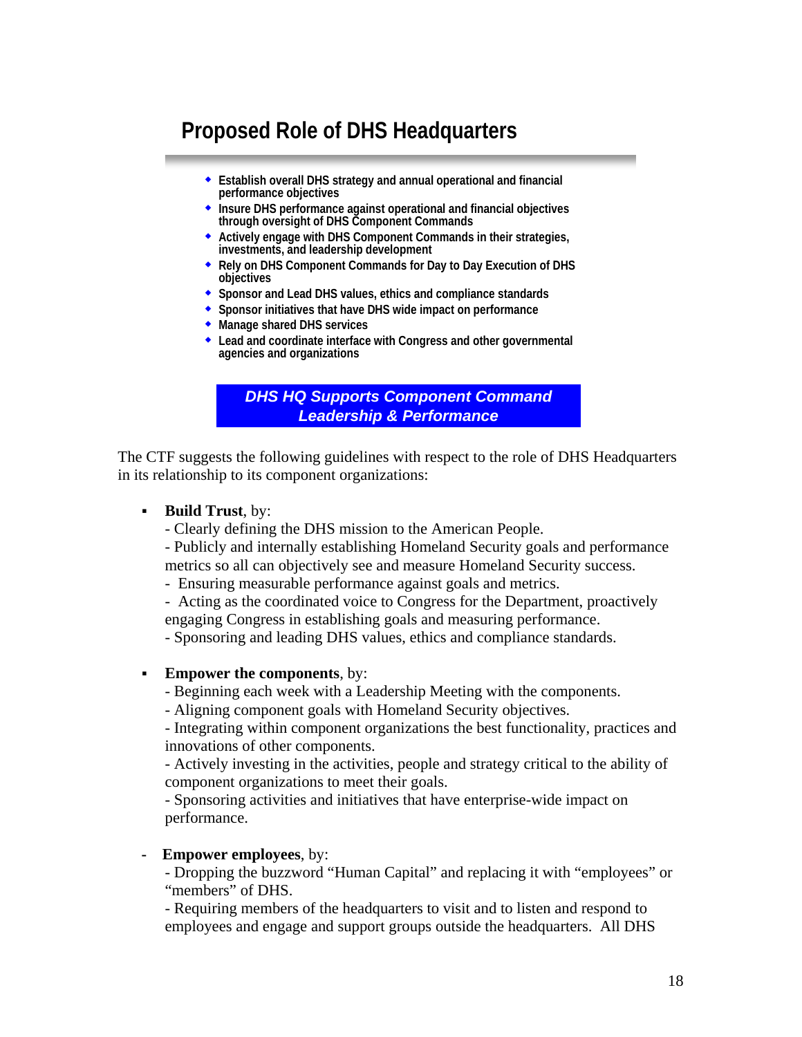## Proposed Role of DHS Headquarters

- Establish overall DHS strategy and annual operational and financial performance objectives
- Insure DHS performance against operational and financial objectives through oversight of DHS Component Commands
- Actively engage with DHS Component Commands in their strategies, investments, and leadership development
- Rely on DHS Component Commands for Day to Day Execution of DHS objectives
- Sponsor and Lead DHS values, ethics and compliance standards
- Sponsor initiatives that have DHS wide impact on performance
- Manage shared DHS services
- Lead and coordinate interface with Congress and other governmental agencies and organizations

***DHS HQ Supports Component Command Leadership & Performance***

The CTF suggests the following guidelines with respect to the role of DHS Headquarters in its relationship to its component organizations:

- **Build Trust**, by:
  - Clearly defining the DHS mission to the American People.
  - Publicly and internally establishing Homeland Security goals and performance metrics so all can objectively see and measure Homeland Security success.
  - Ensuring measurable performance against goals and metrics.
  - Acting as the coordinated voice to Congress for the Department, proactively engaging Congress in establishing goals and measuring performance.
  - Sponsoring and leading DHS values, ethics and compliance standards.

- **Empower the components**, by:
  - Beginning each week with a Leadership Meeting with the components.
  - Aligning component goals with Homeland Security objectives.
  - Integrating within component organizations the best functionality, practices and innovations of other components.
  - Actively investing in the activities, people and strategy critical to the ability of component organizations to meet their goals.
  - Sponsoring activities and initiatives that have enterprise-wide impact on performance.

- **Empower employees**, by:
  - Dropping the buzzword "Human Capital" and replacing it with "employees" or "members" of DHS.
  - Requiring members of the headquarters to visit and to listen and respond to employees and engage and support groups outside the headquarters. All DHS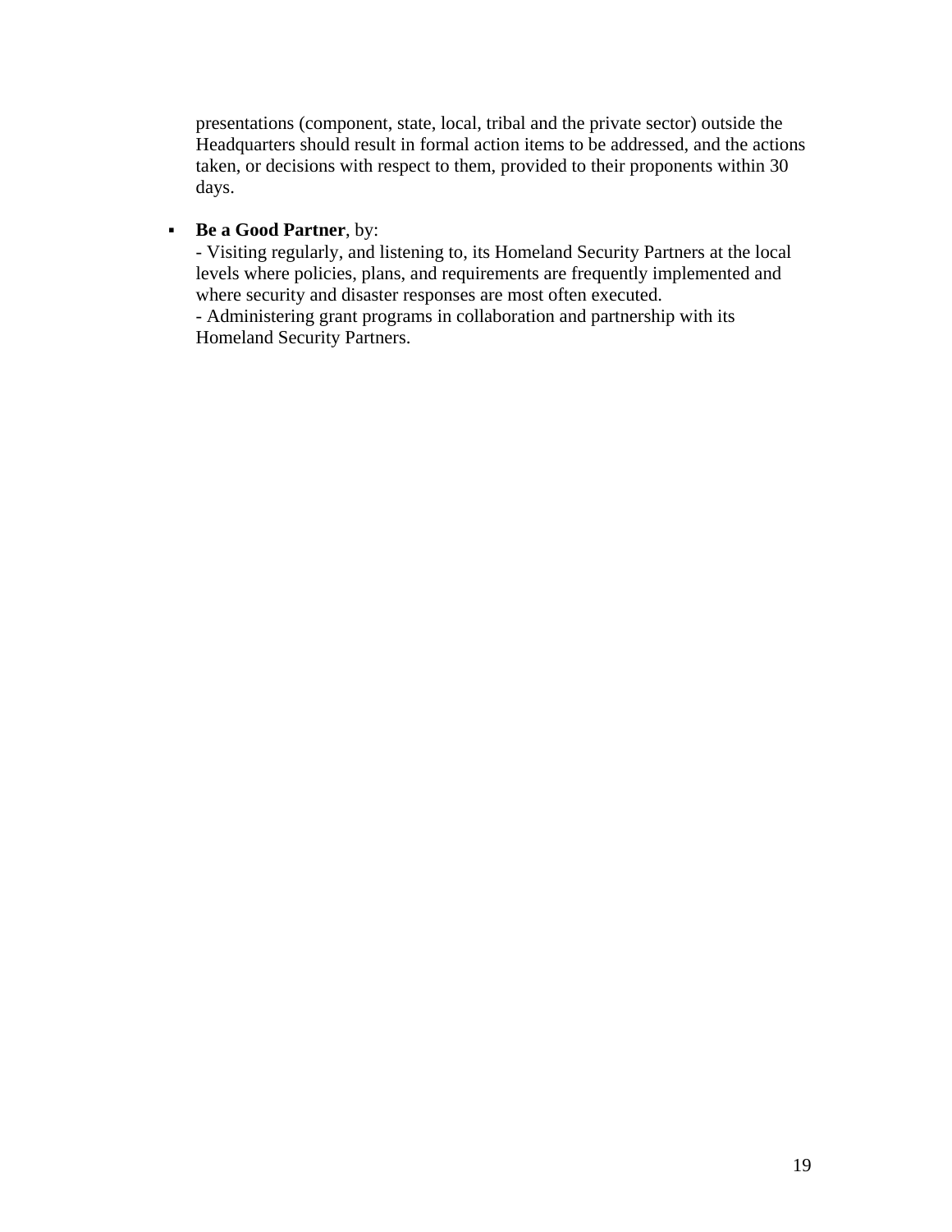presentations (component, state, local, tribal and the private sector) outside the Headquarters should result in formal action items to be addressed, and the actions taken, or decisions with respect to them, provided to their proponents within 30 days.

- **Be a Good Partner**, by:
  - Visiting regularly, and listening to, its Homeland Security Partners at the local levels where policies, plans, and requirements are frequently implemented and where security and disaster responses are most often executed.
  - Administering grant programs in collaboration and partnership with its Homeland Security Partners.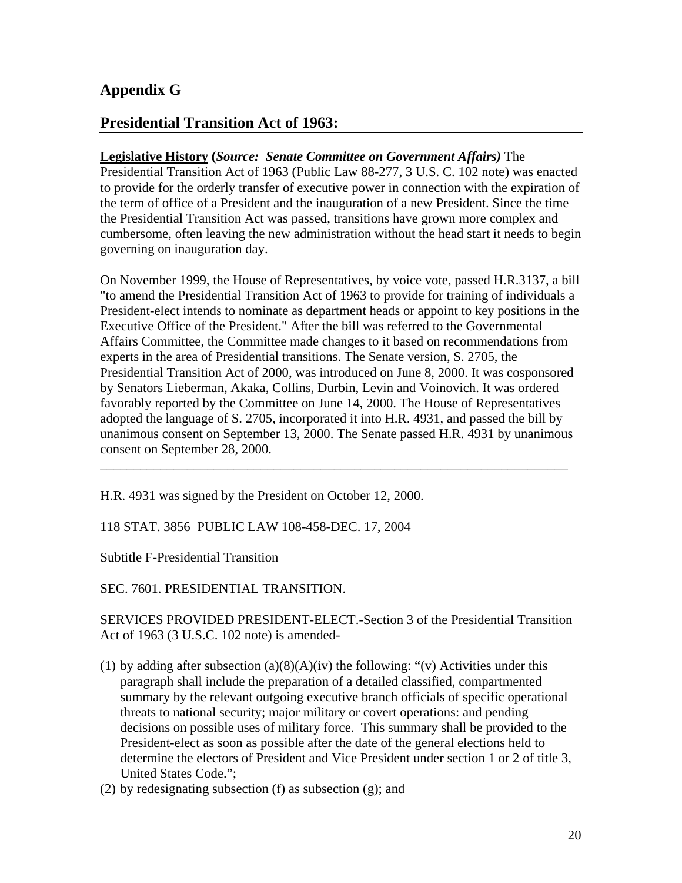## Appendix G

## Presidential Transition Act of 1963:

**Legislative History** (***Source: Senate Committee on Government Affairs)*** The Presidential Transition Act of 1963 (Public Law 88-277, 3 U.S. C. 102 note) was enacted to provide for the orderly transfer of executive power in connection with the expiration of the term of office of a President and the inauguration of a new President. Since the time the Presidential Transition Act was passed, transitions have grown more complex and cumbersome, often leaving the new administration without the head start it needs to begin governing on inauguration day.

On November 1999, the House of Representatives, by voice vote, passed H.R.3137, a bill "to amend the Presidential Transition Act of 1963 to provide for training of individuals a President-elect intends to nominate as department heads or appoint to key positions in the Executive Office of the President." After the bill was referred to the Governmental Affairs Committee, the Committee made changes to it based on recommendations from experts in the area of Presidential transitions. The Senate version, S. 2705, the Presidential Transition Act of 2000, was introduced on June 8, 2000. It was cosponsored by Senators Lieberman, Akaka, Collins, Durbin, Levin and Voinovich. It was ordered favorably reported by the Committee on June 14, 2000. The House of Representatives adopted the language of S. 2705, incorporated it into H.R. 4931, and passed the bill by unanimous consent on September 13, 2000. The Senate passed H.R. 4931 by unanimous consent on September 28, 2000.

---

H.R. 4931 was signed by the President on October 12, 2000.

118 STAT. 3856 PUBLIC LAW 108-458-DEC. 17, 2004

Subtitle F-Presidential Transition

SEC. 7601. PRESIDENTIAL TRANSITION.

SERVICES PROVIDED PRESIDENT-ELECT.-Section 3 of the Presidential Transition Act of 1963 (3 U.S.C. 102 note) is amended-

(1) by adding after subsection (a)(8)(A)(iv) the following: "(v) Activities under this paragraph shall include the preparation of a detailed classified, compartmented summary by the relevant outgoing executive branch officials of specific operational threats to national security; major military or covert operations: and pending decisions on possible uses of military force. This summary shall be provided to the President-elect as soon as possible after the date of the general elections held to determine the electors of President and Vice President under section 1 or 2 of title 3, United States Code.";

(2) by redesignating subsection (f) as subsection (g); and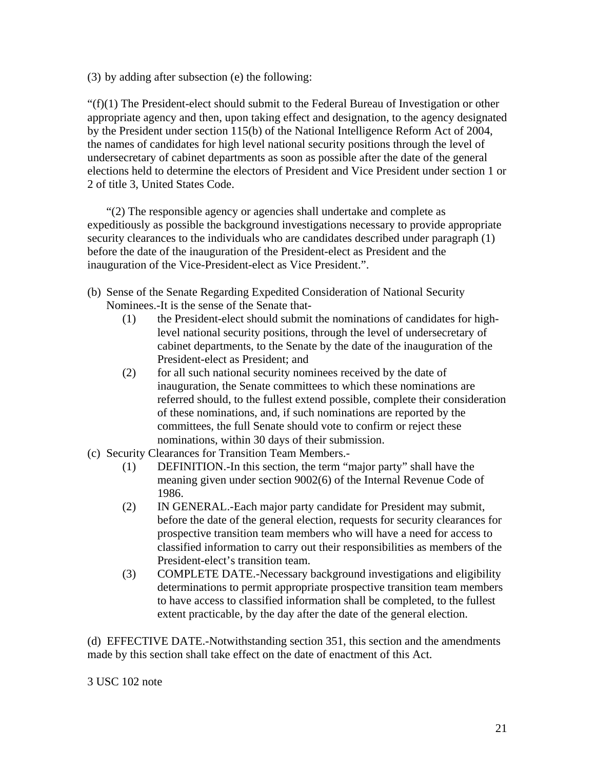(3) by adding after subsection (e) the following:

"(f)(1) The President-elect should submit to the Federal Bureau of Investigation or other appropriate agency and then, upon taking effect and designation, to the agency designated by the President under section 115(b) of the National Intelligence Reform Act of 2004, the names of candidates for high level national security positions through the level of undersecretary of cabinet departments as soon as possible after the date of the general elections held to determine the electors of President and Vice President under section 1 or 2 of title 3, United States Code.

"(2) The responsible agency or agencies shall undertake and complete as expeditiously as possible the background investigations necessary to provide appropriate security clearances to the individuals who are candidates described under paragraph (1) before the date of the inauguration of the President-elect as President and the inauguration of the Vice-President-elect as Vice President.".

(b) Sense of the Senate Regarding Expedited Consideration of National Security Nominees.-It is the sense of the Senate that-

- (1) the President-elect should submit the nominations of candidates for high-level national security positions, through the level of undersecretary of cabinet departments, to the Senate by the date of the inauguration of the President-elect as President; and
- (2) for all such national security nominees received by the date of inauguration, the Senate committees to which these nominations are referred should, to the fullest extend possible, complete their consideration of these nominations, and, if such nominations are reported by the committees, the full Senate should vote to confirm or reject these nominations, within 30 days of their submission.

(c) Security Clearances for Transition Team Members.-

- (1) DEFINITION.-In this section, the term "major party" shall have the meaning given under section 9002(6) of the Internal Revenue Code of 1986.
- (2) IN GENERAL.-Each major party candidate for President may submit, before the date of the general election, requests for security clearances for prospective transition team members who will have a need for access to classified information to carry out their responsibilities as members of the President-elect's transition team.
- (3) COMPLETE DATE.-Necessary background investigations and eligibility determinations to permit appropriate prospective transition team members to have access to classified information shall be completed, to the fullest extent practicable, by the day after the date of the general election.

(d) EFFECTIVE DATE.-Notwithstanding section 351, this section and the amendments made by this section shall take effect on the date of enactment of this Act.

3 USC 102 note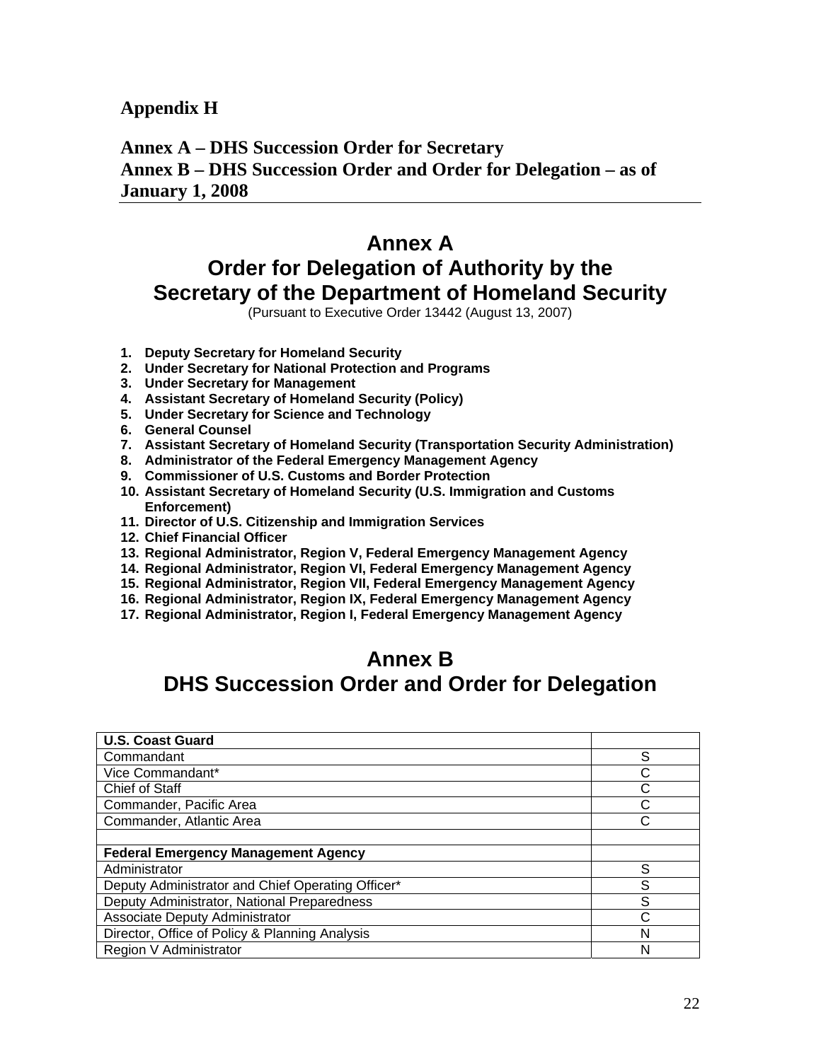**Appendix H**

**Annex A – DHS Succession Order for Secretary**
**Annex B – DHS Succession Order and Order for Delegation – as of January 1, 2008**

## Annex A
## Order for Delegation of Authority by the Secretary of the Department of Homeland Security

(Pursuant to Executive Order 13442 (August 13, 2007)

1. **Deputy Secretary for Homeland Security**
2. **Under Secretary for National Protection and Programs**
3. **Under Secretary for Management**
4. **Assistant Secretary of Homeland Security (Policy)**
5. **Under Secretary for Science and Technology**
6. **General Counsel**
7. **Assistant Secretary of Homeland Security (Transportation Security Administration)**
8. **Administrator of the Federal Emergency Management Agency**
9. **Commissioner of U.S. Customs and Border Protection**
10. **Assistant Secretary of Homeland Security (U.S. Immigration and Customs Enforcement)**
11. **Director of U.S. Citizenship and Immigration Services**
12. **Chief Financial Officer**
13. **Regional Administrator, Region V, Federal Emergency Management Agency**
14. **Regional Administrator, Region VI, Federal Emergency Management Agency**
15. **Regional Administrator, Region VII, Federal Emergency Management Agency**
16. **Regional Administrator, Region IX, Federal Emergency Management Agency**
17. **Regional Administrator, Region I, Federal Emergency Management Agency**

## Annex B
## DHS Succession Order and Order for Delegation

| **U.S. Coast Guard** | |
|---|---|
| Commandant | S |
| Vice Commandant* | C |
| Chief of Staff | C |
| Commander, Pacific Area | C |
| Commander, Atlantic Area | C |
| | |
| **Federal Emergency Management Agency** | |
| Administrator | S |
| Deputy Administrator and Chief Operating Officer* | S |
| Deputy Administrator, National Preparedness | S |
| Associate Deputy Administrator | C |
| Director, Office of Policy & Planning Analysis | N |
| Region V Administrator | N |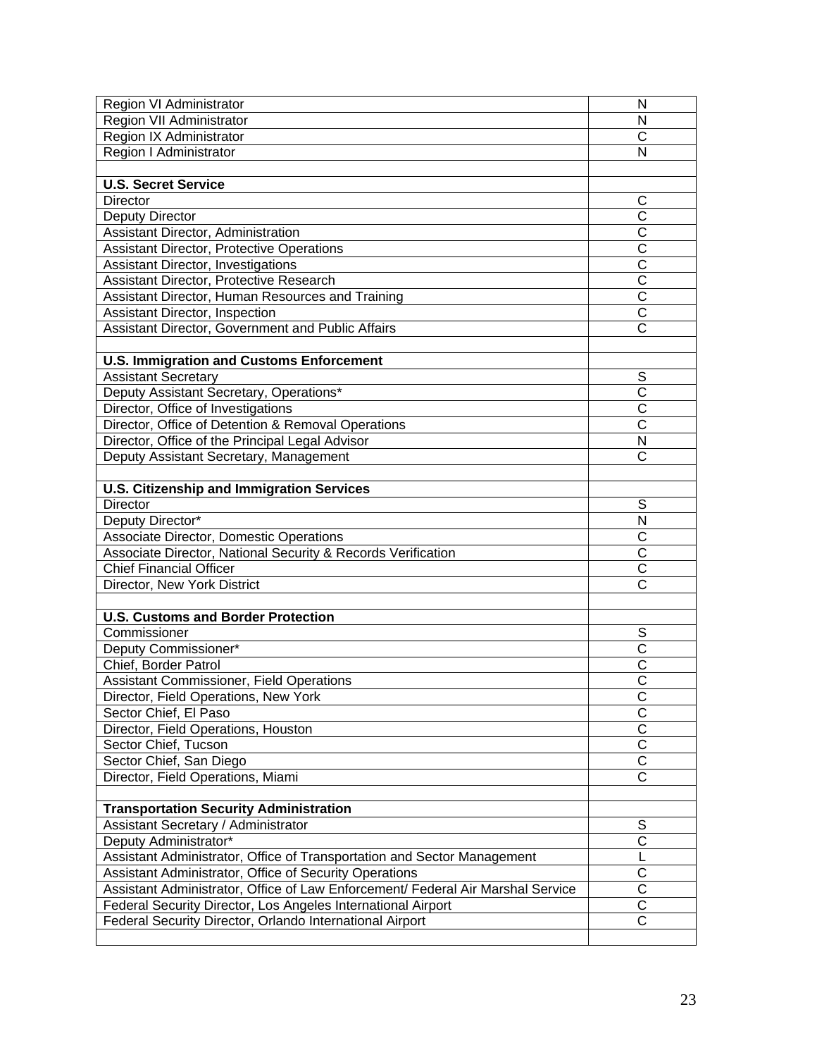| | |
|---|---|
| Region VI Administrator | N |
| Region VII Administrator | N |
| Region IX Administrator | C |
| Region I Administrator | N |
| | |
| **U.S. Secret Service** | |
| Director | C |
| Deputy Director | C |
| Assistant Director, Administration | C |
| Assistant Director, Protective Operations | C |
| Assistant Director, Investigations | C |
| Assistant Director, Protective Research | C |
| Assistant Director, Human Resources and Training | C |
| Assistant Director, Inspection | C |
| Assistant Director, Government and Public Affairs | C |
| | |
| **U.S. Immigration and Customs Enforcement** | |
| Assistant Secretary | S |
| Deputy Assistant Secretary, Operations* | C |
| Director, Office of Investigations | C |
| Director, Office of Detention & Removal Operations | C |
| Director, Office of the Principal Legal Advisor | N |
| Deputy Assistant Secretary, Management | C |
| | |
| **U.S. Citizenship and Immigration Services** | |
| Director | S |
| Deputy Director* | N |
| Associate Director, Domestic Operations | C |
| Associate Director, National Security & Records Verification | C |
| Chief Financial Officer | C |
| Director, New York District | C |
| | |
| **U.S. Customs and Border Protection** | |
| Commissioner | S |
| Deputy Commissioner* | C |
| Chief, Border Patrol | C |
| Assistant Commissioner, Field Operations | C |
| Director, Field Operations, New York | C |
| Sector Chief, El Paso | C |
| Director, Field Operations, Houston | C |
| Sector Chief, Tucson | C |
| Sector Chief, San Diego | C |
| Director, Field Operations, Miami | C |
| | |
| **Transportation Security Administration** | |
| Assistant Secretary / Administrator | S |
| Deputy Administrator* | C |
| Assistant Administrator, Office of Transportation and Sector Management | L |
| Assistant Administrator, Office of Security Operations | C |
| Assistant Administrator, Office of Law Enforcement/ Federal Air Marshal Service | C |
| Federal Security Director, Los Angeles International Airport | C |
| Federal Security Director, Orlando International Airport | C |
| | |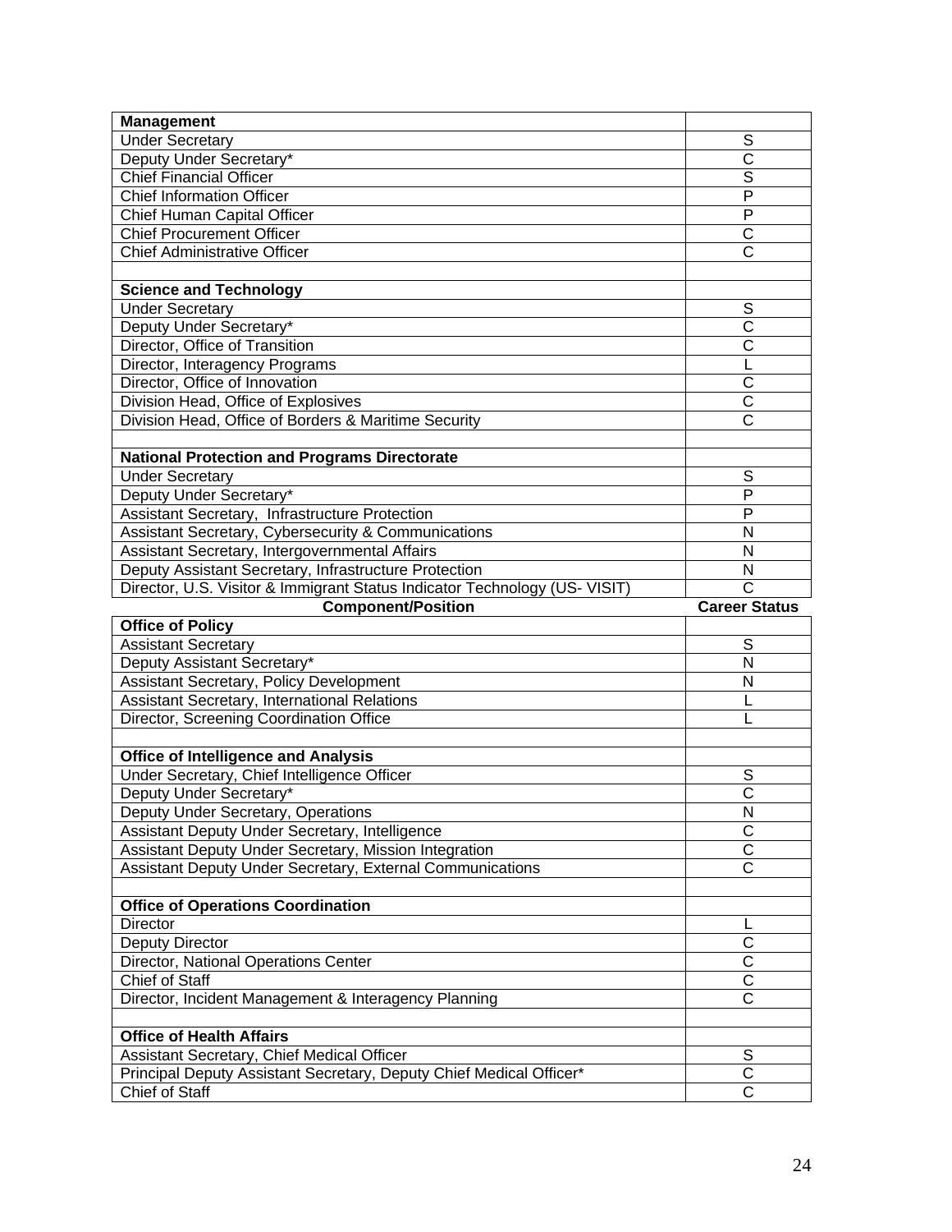| | |
|---|---|
| **Management** | |
| Under Secretary | S |
| Deputy Under Secretary* | C |
| Chief Financial Officer | S |
| Chief Information Officer | P |
| Chief Human Capital Officer | P |
| Chief Procurement Officer | C |
| Chief Administrative Officer | C |
| | |
| **Science and Technology** | |
| Under Secretary | S |
| Deputy Under Secretary* | C |
| Director, Office of Transition | C |
| Director, Interagency Programs | L |
| Director, Office of Innovation | C |
| Division Head, Office of Explosives | C |
| Division Head, Office of Borders & Maritime Security | C |
| | |
| **National Protection and Programs Directorate** | |
| Under Secretary | S |
| Deputy Under Secretary* | P |
| Assistant Secretary, Infrastructure Protection | P |
| Assistant Secretary, Cybersecurity & Communications | N |
| Assistant Secretary, Intergovernmental Affairs | N |
| Deputy Assistant Secretary, Infrastructure Protection | N |
| Director, U.S. Visitor & Immigrant Status Indicator Technology (US- VISIT) | C |

| Component/Position | Career Status |
|---|---|
| **Office of Policy** | |
| Assistant Secretary | S |
| Deputy Assistant Secretary* | N |
| Assistant Secretary, Policy Development | N |
| Assistant Secretary, International Relations | L |
| Director, Screening Coordination Office | L |
| | |
| **Office of Intelligence and Analysis** | |
| Under Secretary, Chief Intelligence Officer | S |
| Deputy Under Secretary* | C |
| Deputy Under Secretary, Operations | N |
| Assistant Deputy Under Secretary, Intelligence | C |
| Assistant Deputy Under Secretary, Mission Integration | C |
| Assistant Deputy Under Secretary, External Communications | C |
| | |
| **Office of Operations Coordination** | |
| Director | L |
| Deputy Director | C |
| Director, National Operations Center | C |
| Chief of Staff | C |
| Director, Incident Management & Interagency Planning | C |
| | |
| **Office of Health Affairs** | |
| Assistant Secretary, Chief Medical Officer | S |
| Principal Deputy Assistant Secretary, Deputy Chief Medical Officer* | C |
| Chief of Staff | C |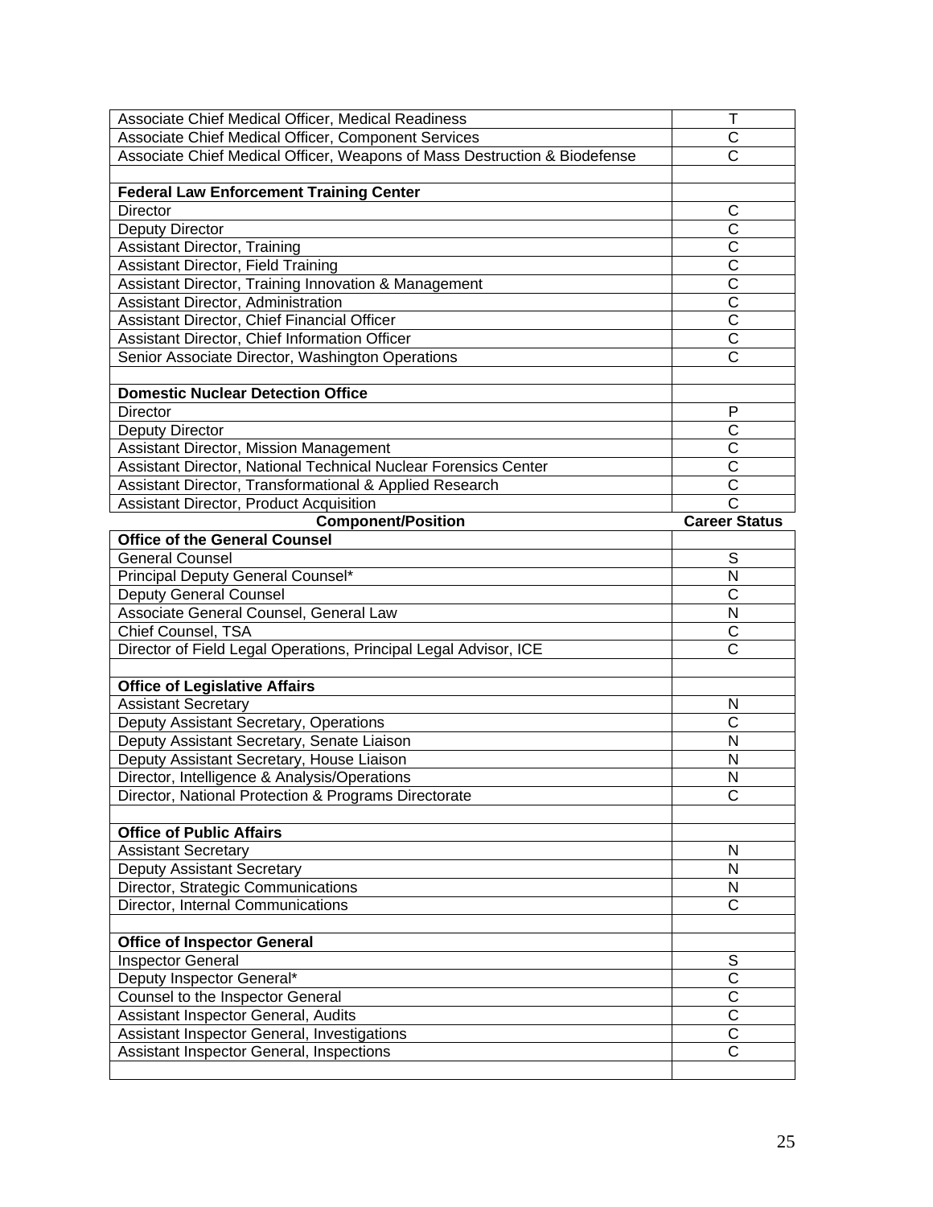| | |
|---|---|
| Associate Chief Medical Officer, Medical Readiness | T |
| Associate Chief Medical Officer, Component Services | C |
| Associate Chief Medical Officer, Weapons of Mass Destruction & Biodefense | C |
| | |
| **Federal Law Enforcement Training Center** | |
| Director | C |
| Deputy Director | C |
| Assistant Director, Training | C |
| Assistant Director, Field Training | C |
| Assistant Director, Training Innovation & Management | C |
| Assistant Director, Administration | C |
| Assistant Director, Chief Financial Officer | C |
| Assistant Director, Chief Information Officer | C |
| Senior Associate Director, Washington Operations | C |
| | |
| **Domestic Nuclear Detection Office** | |
| Director | P |
| Deputy Director | C |
| Assistant Director, Mission Management | C |
| Assistant Director, National Technical Nuclear Forensics Center | C |
| Assistant Director, Transformational & Applied Research | C |
| Assistant Director, Product Acquisition | C |

| Component/Position | Career Status |
|---|---|
| **Office of the General Counsel** | |
| General Counsel | S |
| Principal Deputy General Counsel* | N |
| Deputy General Counsel | C |
| Associate General Counsel, General Law | N |
| Chief Counsel, TSA | C |
| Director of Field Legal Operations, Principal Legal Advisor, ICE | C |
| | |
| **Office of Legislative Affairs** | |
| Assistant Secretary | N |
| Deputy Assistant Secretary, Operations | C |
| Deputy Assistant Secretary, Senate Liaison | N |
| Deputy Assistant Secretary, House Liaison | N |
| Director, Intelligence & Analysis/Operations | N |
| Director, National Protection & Programs Directorate | C |
| | |
| **Office of Public Affairs** | |
| Assistant Secretary | N |
| Deputy Assistant Secretary | N |
| Director, Strategic Communications | N |
| Director, Internal Communications | C |
| | |
| **Office of Inspector General** | |
| Inspector General | S |
| Deputy Inspector General* | C |
| Counsel to the Inspector General | C |
| Assistant Inspector General, Audits | C |
| Assistant Inspector General, Investigations | C |
| Assistant Inspector General, Inspections | C |
| | |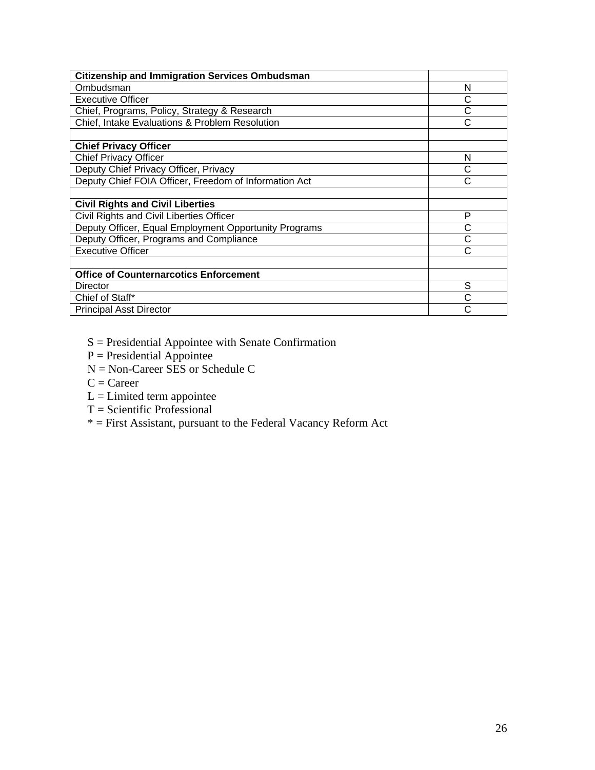| | |
|---|---|
| **Citizenship and Immigration Services Ombudsman** | |
| Ombudsman | N |
| Executive Officer | C |
| Chief, Programs, Policy, Strategy & Research | C |
| Chief, Intake Evaluations & Problem Resolution | C |
| | |
| **Chief Privacy Officer** | |
| Chief Privacy Officer | N |
| Deputy Chief Privacy Officer, Privacy | C |
| Deputy Chief FOIA Officer, Freedom of Information Act | C |
| | |
| **Civil Rights and Civil Liberties** | |
| Civil Rights and Civil Liberties Officer | P |
| Deputy Officer, Equal Employment Opportunity Programs | C |
| Deputy Officer, Programs and Compliance | C |
| Executive Officer | C |
| | |
| **Office of Counternarcotics Enforcement** | |
| Director | S |
| Chief of Staff* | C |
| Principal Asst Director | C |

S = Presidential Appointee with Senate Confirmation
P = Presidential Appointee
N = Non-Career SES or Schedule C
C = Career
L = Limited term appointee
T = Scientific Professional
* = First Assistant, pursuant to the Federal Vacancy Reform Act